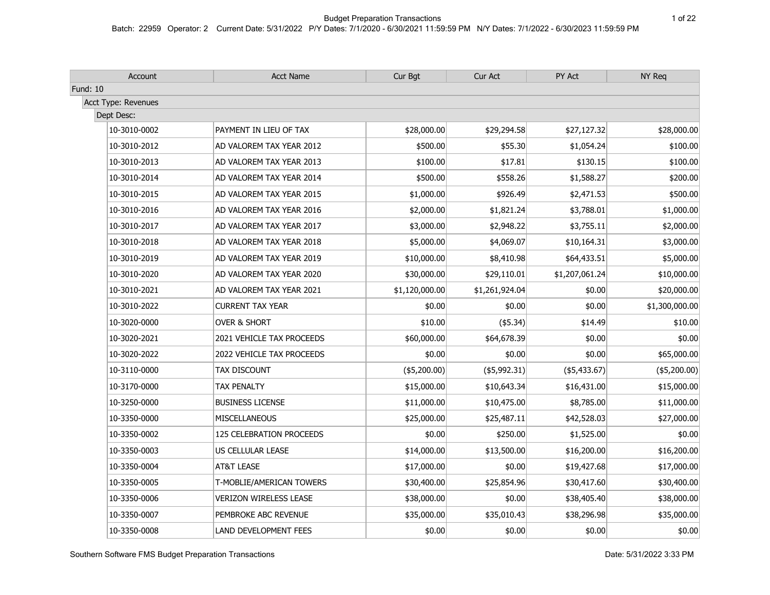# Budget Preparation Transactions

Batch: 22959 Operator: 2 Current Date: 5/31/2022 P/Y Dates: 7/1/2020 - 6/30/2021 11:59:59 PM N/Y Dates: 7/1/2022 - 6/30/2023 11:59:59 PM

| Account | Acct Name | Cur Bgt | Cur Act | PY Act | NY Req |
|---|---|---|---|---|---|
| Fund: 10 | | | | | |
| Acct Type: Revenues | | | | | |
| Dept Desc: | | | | | |
| 10-3010-0002 | PAYMENT IN LIEU OF TAX | $28,000.00 | $29,294.58 | $27,127.32 | $28,000.00 |
| 10-3010-2012 | AD VALOREM TAX YEAR 2012 | $500.00 | $55.30 | $1,054.24 | $100.00 |
| 10-3010-2013 | AD VALOREM TAX YEAR 2013 | $100.00 | $17.81 | $130.15 | $100.00 |
| 10-3010-2014 | AD VALOREM TAX YEAR 2014 | $500.00 | $558.26 | $1,588.27 | $200.00 |
| 10-3010-2015 | AD VALOREM TAX YEAR 2015 | $1,000.00 | $926.49 | $2,471.53 | $500.00 |
| 10-3010-2016 | AD VALOREM TAX YEAR 2016 | $2,000.00 | $1,821.24 | $3,788.01 | $1,000.00 |
| 10-3010-2017 | AD VALOREM TAX YEAR 2017 | $3,000.00 | $2,948.22 | $3,755.11 | $2,000.00 |
| 10-3010-2018 | AD VALOREM TAX YEAR 2018 | $5,000.00 | $4,069.07 | $10,164.31 | $3,000.00 |
| 10-3010-2019 | AD VALOREM TAX YEAR 2019 | $10,000.00 | $8,410.98 | $64,433.51 | $5,000.00 |
| 10-3010-2020 | AD VALOREM TAX YEAR 2020 | $30,000.00 | $29,110.01 | $1,207,061.24 | $10,000.00 |
| 10-3010-2021 | AD VALOREM TAX YEAR 2021 | $1,120,000.00 | $1,261,924.04 | $0.00 | $20,000.00 |
| 10-3010-2022 | CURRENT TAX YEAR | $0.00 | $0.00 | $0.00 | $1,300,000.00 |
| 10-3020-0000 | OVER & SHORT | $10.00 | ($5.34) | $14.49 | $10.00 |
| 10-3020-2021 | 2021 VEHICLE TAX PROCEEDS | $60,000.00 | $64,678.39 | $0.00 | $0.00 |
| 10-3020-2022 | 2022 VEHICLE TAX PROCEEDS | $0.00 | $0.00 | $0.00 | $65,000.00 |
| 10-3110-0000 | TAX DISCOUNT | ($5,200.00) | ($5,992.31) | ($5,433.67) | ($5,200.00) |
| 10-3170-0000 | TAX PENALTY | $15,000.00 | $10,643.34 | $16,431.00 | $15,000.00 |
| 10-3250-0000 | BUSINESS LICENSE | $11,000.00 | $10,475.00 | $8,785.00 | $11,000.00 |
| 10-3350-0000 | MISCELLANEOUS | $25,000.00 | $25,487.11 | $42,528.03 | $27,000.00 |
| 10-3350-0002 | 125 CELEBRATION PROCEEDS | $0.00 | $250.00 | $1,525.00 | $0.00 |
| 10-3350-0003 | US CELLULAR LEASE | $14,000.00 | $13,500.00 | $16,200.00 | $16,200.00 |
| 10-3350-0004 | AT&T LEASE | $17,000.00 | $0.00 | $19,427.68 | $17,000.00 |
| 10-3350-0005 | T-MOBLIE/AMERICAN TOWERS | $30,400.00 | $25,854.96 | $30,417.60 | $30,400.00 |
| 10-3350-0006 | VERIZON WIRELESS LEASE | $38,000.00 | $0.00 | $38,405.40 | $38,000.00 |
| 10-3350-0007 | PEMBROKE ABC REVENUE | $35,000.00 | $35,010.43 | $38,296.98 | $35,000.00 |
| 10-3350-0008 | LAND DEVELOPMENT FEES | $0.00 | $0.00 | $0.00 | $0.00 |

Southern Software FMS Budget Preparation Transactions

Date: 5/31/2022 3:33 PM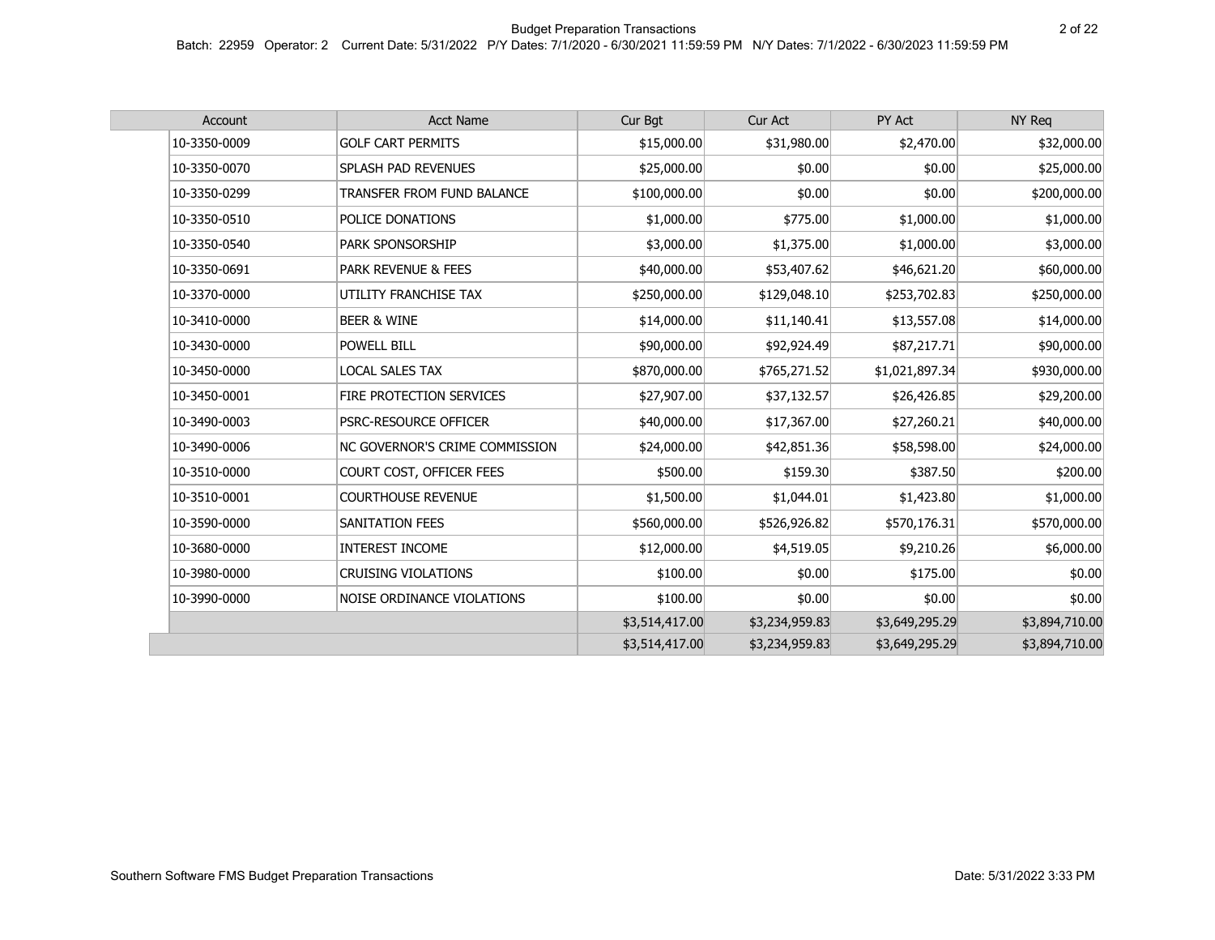| Account | Acct Name | Cur Bgt | Cur Act | PY Act | NY Req |
|---|---|---|---|---|---|
| 10-3350-0009 | GOLF CART PERMITS | $15,000.00 | $31,980.00 | $2,470.00 | $32,000.00 |
| 10-3350-0070 | SPLASH PAD REVENUES | $25,000.00 | $0.00 | $0.00 | $25,000.00 |
| 10-3350-0299 | TRANSFER FROM FUND BALANCE | $100,000.00 | $0.00 | $0.00 | $200,000.00 |
| 10-3350-0510 | POLICE DONATIONS | $1,000.00 | $775.00 | $1,000.00 | $1,000.00 |
| 10-3350-0540 | PARK SPONSORSHIP | $3,000.00 | $1,375.00 | $1,000.00 | $3,000.00 |
| 10-3350-0691 | PARK REVENUE & FEES | $40,000.00 | $53,407.62 | $46,621.20 | $60,000.00 |
| 10-3370-0000 | UTILITY FRANCHISE TAX | $250,000.00 | $129,048.10 | $253,702.83 | $250,000.00 |
| 10-3410-0000 | BEER & WINE | $14,000.00 | $11,140.41 | $13,557.08 | $14,000.00 |
| 10-3430-0000 | POWELL BILL | $90,000.00 | $92,924.49 | $87,217.71 | $90,000.00 |
| 10-3450-0000 | LOCAL SALES TAX | $870,000.00 | $765,271.52 | $1,021,897.34 | $930,000.00 |
| 10-3450-0001 | FIRE PROTECTION SERVICES | $27,907.00 | $37,132.57 | $26,426.85 | $29,200.00 |
| 10-3490-0003 | PSRC-RESOURCE OFFICER | $40,000.00 | $17,367.00 | $27,260.21 | $40,000.00 |
| 10-3490-0006 | NC GOVERNOR'S CRIME COMMISSION | $24,000.00 | $42,851.36 | $58,598.00 | $24,000.00 |
| 10-3510-0000 | COURT COST, OFFICER FEES | $500.00 | $159.30 | $387.50 | $200.00 |
| 10-3510-0001 | COURTHOUSE REVENUE | $1,500.00 | $1,044.01 | $1,423.80 | $1,000.00 |
| 10-3590-0000 | SANITATION FEES | $560,000.00 | $526,926.82 | $570,176.31 | $570,000.00 |
| 10-3680-0000 | INTEREST INCOME | $12,000.00 | $4,519.05 | $9,210.26 | $6,000.00 |
| 10-3980-0000 | CRUISING VIOLATIONS | $100.00 | $0.00 | $175.00 | $0.00 |
| 10-3990-0000 | NOISE ORDINANCE VIOLATIONS | $100.00 | $0.00 | $0.00 | $0.00 |
| | | $3,514,417.00 | $3,234,959.83 | $3,649,295.29 | $3,894,710.00 |
| | | $3,514,417.00 | $3,234,959.83 | $3,649,295.29 | $3,894,710.00 |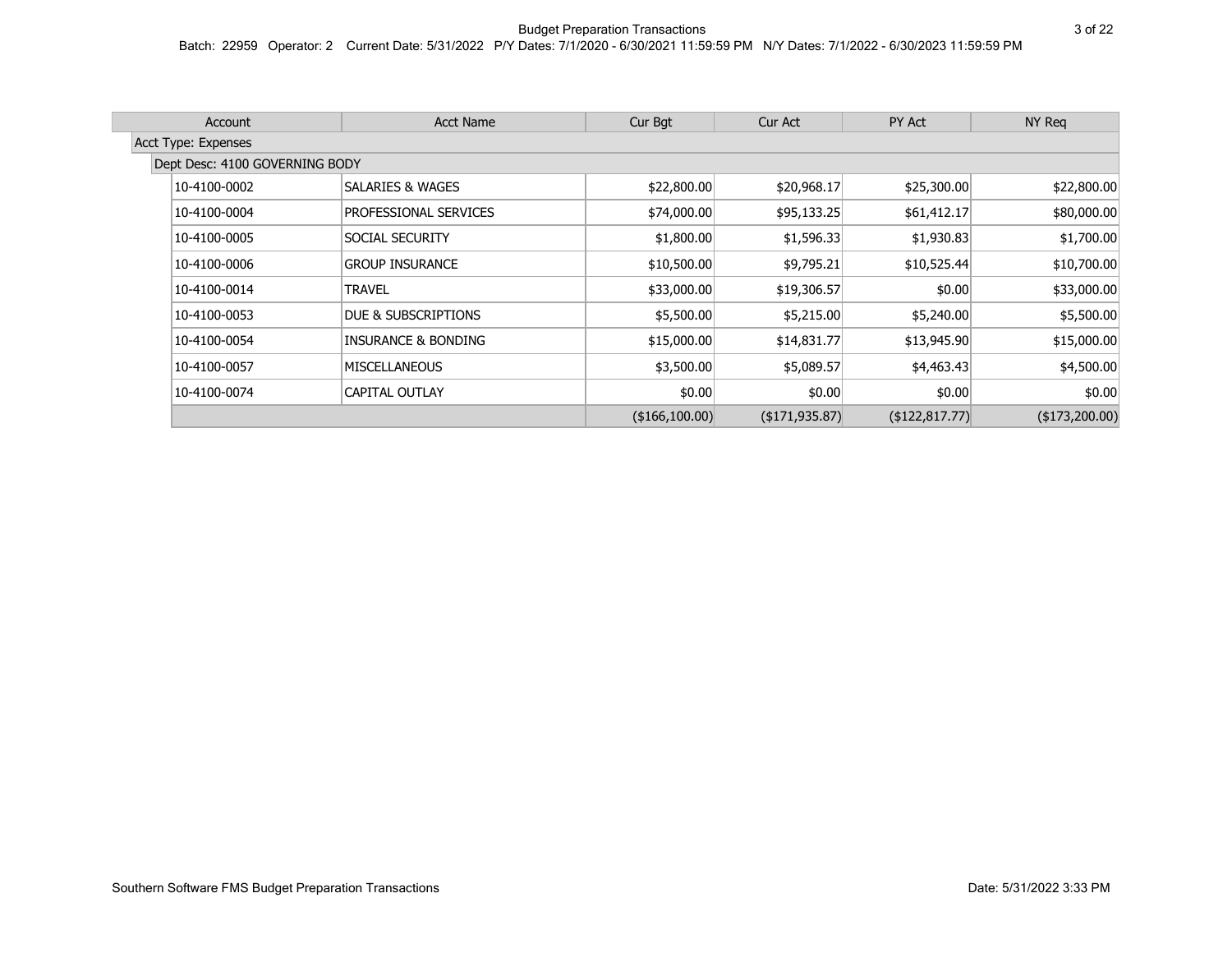| Account | Acct Name | Cur Bgt | Cur Act | PY Act | NY Req |
|---|---|---|---|---|---|
| Acct Type: Expenses | | | | | |
| Dept Desc: 4100 GOVERNING BODY | | | | | |
| 10-4100-0002 | SALARIES & WAGES | $22,800.00 | $20,968.17 | $25,300.00 | $22,800.00 |
| 10-4100-0004 | PROFESSIONAL SERVICES | $74,000.00 | $95,133.25 | $61,412.17 | $80,000.00 |
| 10-4100-0005 | SOCIAL SECURITY | $1,800.00 | $1,596.33 | $1,930.83 | $1,700.00 |
| 10-4100-0006 | GROUP INSURANCE | $10,500.00 | $9,795.21 | $10,525.44 | $10,700.00 |
| 10-4100-0014 | TRAVEL | $33,000.00 | $19,306.57 | $0.00 | $33,000.00 |
| 10-4100-0053 | DUE & SUBSCRIPTIONS | $5,500.00 | $5,215.00 | $5,240.00 | $5,500.00 |
| 10-4100-0054 | INSURANCE & BONDING | $15,000.00 | $14,831.77 | $13,945.90 | $15,000.00 |
| 10-4100-0057 | MISCELLANEOUS | $3,500.00 | $5,089.57 | $4,463.43 | $4,500.00 |
| 10-4100-0074 | CAPITAL OUTLAY | $0.00 | $0.00 | $0.00 | $0.00 |
| | | ($166,100.00) | ($171,935.87) | ($122,817.77) | ($173,200.00) |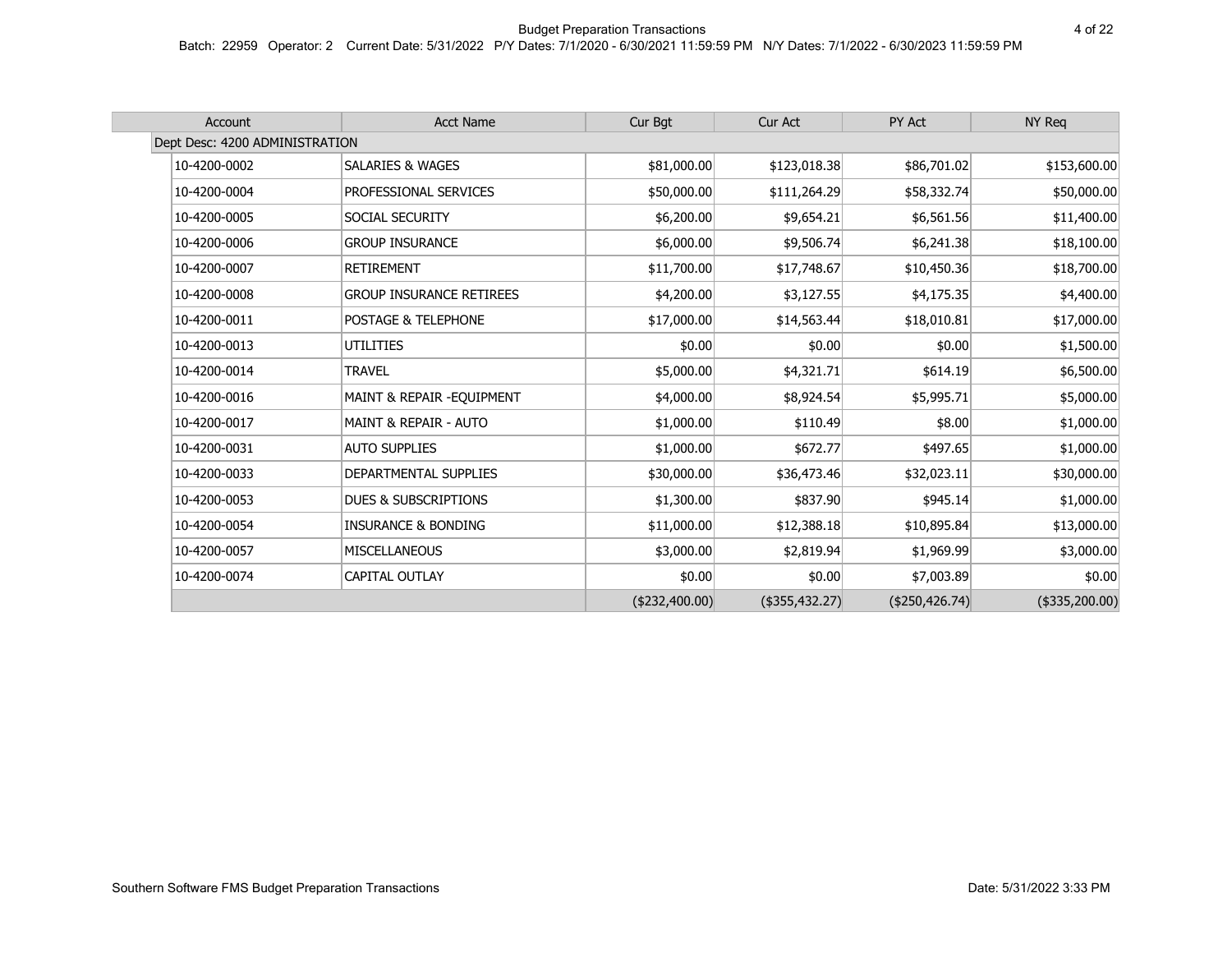Budget Preparation Transactions

Batch: 22959 Operator: 2 Current Date: 5/31/2022 P/Y Dates: 7/1/2020 - 6/30/2021 11:59:59 PM N/Y Dates: 7/1/2022 - 6/30/2023 11:59:59 PM

| Account | Acct Name | Cur Bgt | Cur Act | PY Act | NY Req |
|---|---|---|---|---|---|
| Dept Desc: 4200 ADMINISTRATION | | | | | |
| 10-4200-0002 | SALARIES & WAGES | $81,000.00 | $123,018.38 | $86,701.02 | $153,600.00 |
| 10-4200-0004 | PROFESSIONAL SERVICES | $50,000.00 | $111,264.29 | $58,332.74 | $50,000.00 |
| 10-4200-0005 | SOCIAL SECURITY | $6,200.00 | $9,654.21 | $6,561.56 | $11,400.00 |
| 10-4200-0006 | GROUP INSURANCE | $6,000.00 | $9,506.74 | $6,241.38 | $18,100.00 |
| 10-4200-0007 | RETIREMENT | $11,700.00 | $17,748.67 | $10,450.36 | $18,700.00 |
| 10-4200-0008 | GROUP INSURANCE RETIREES | $4,200.00 | $3,127.55 | $4,175.35 | $4,400.00 |
| 10-4200-0011 | POSTAGE & TELEPHONE | $17,000.00 | $14,563.44 | $18,010.81 | $17,000.00 |
| 10-4200-0013 | UTILITIES | $0.00 | $0.00 | $0.00 | $1,500.00 |
| 10-4200-0014 | TRAVEL | $5,000.00 | $4,321.71 | $614.19 | $6,500.00 |
| 10-4200-0016 | MAINT & REPAIR -EQUIPMENT | $4,000.00 | $8,924.54 | $5,995.71 | $5,000.00 |
| 10-4200-0017 | MAINT & REPAIR - AUTO | $1,000.00 | $110.49 | $8.00 | $1,000.00 |
| 10-4200-0031 | AUTO SUPPLIES | $1,000.00 | $672.77 | $497.65 | $1,000.00 |
| 10-4200-0033 | DEPARTMENTAL SUPPLIES | $30,000.00 | $36,473.46 | $32,023.11 | $30,000.00 |
| 10-4200-0053 | DUES & SUBSCRIPTIONS | $1,300.00 | $837.90 | $945.14 | $1,000.00 |
| 10-4200-0054 | INSURANCE & BONDING | $11,000.00 | $12,388.18 | $10,895.84 | $13,000.00 |
| 10-4200-0057 | MISCELLANEOUS | $3,000.00 | $2,819.94 | $1,969.99 | $3,000.00 |
| 10-4200-0074 | CAPITAL OUTLAY | $0.00 | $0.00 | $7,003.89 | $0.00 |
| | | ($232,400.00) | ($355,432.27) | ($250,426.74) | ($335,200.00) |

Southern Software FMS Budget Preparation Transactions

Date: 5/31/2022 3:33 PM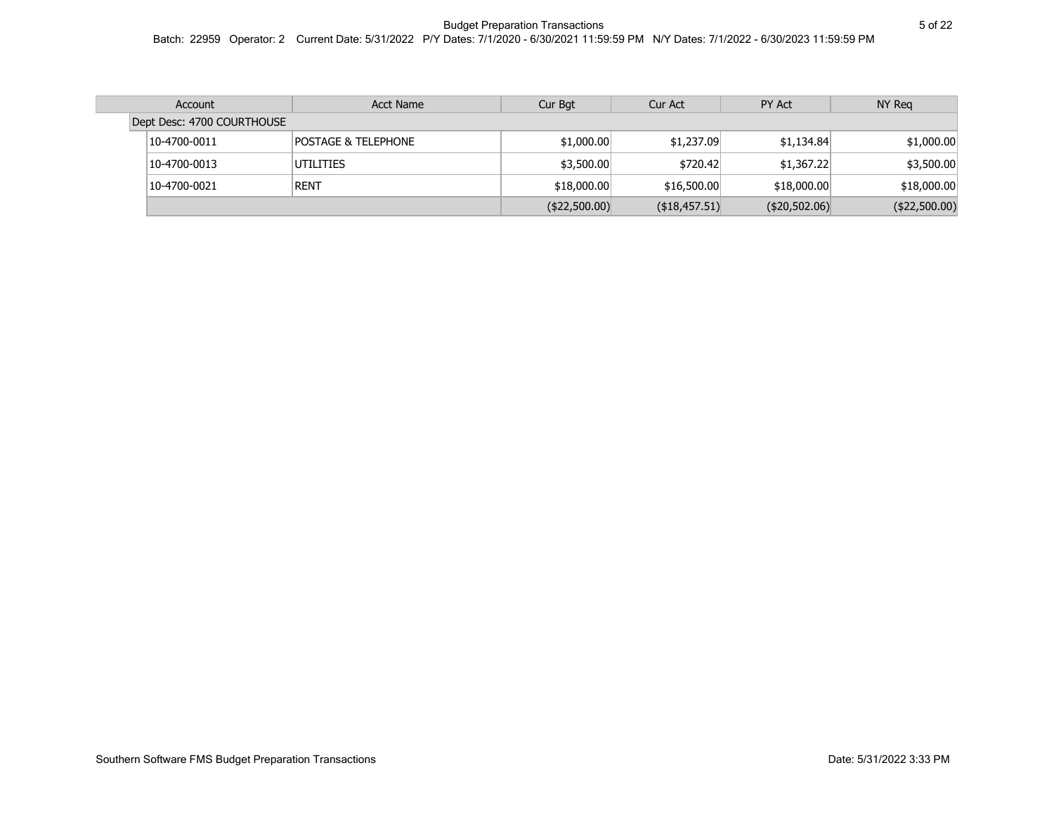| Account | Acct Name | Cur Bgt | Cur Act | PY Act | NY Req |
|---|---|---|---|---|---|
| Dept Desc: 4700 COURTHOUSE | | | | | |
| 10-4700-0011 | POSTAGE & TELEPHONE | $1,000.00 | $1,237.09 | $1,134.84 | $1,000.00 |
| 10-4700-0013 | UTILITIES | $3,500.00 | $720.42 | $1,367.22 | $3,500.00 |
| 10-4700-0021 | RENT | $18,000.00 | $16,500.00 | $18,000.00 | $18,000.00 |
| | | ($22,500.00) | ($18,457.51) | ($20,502.06) | ($22,500.00) |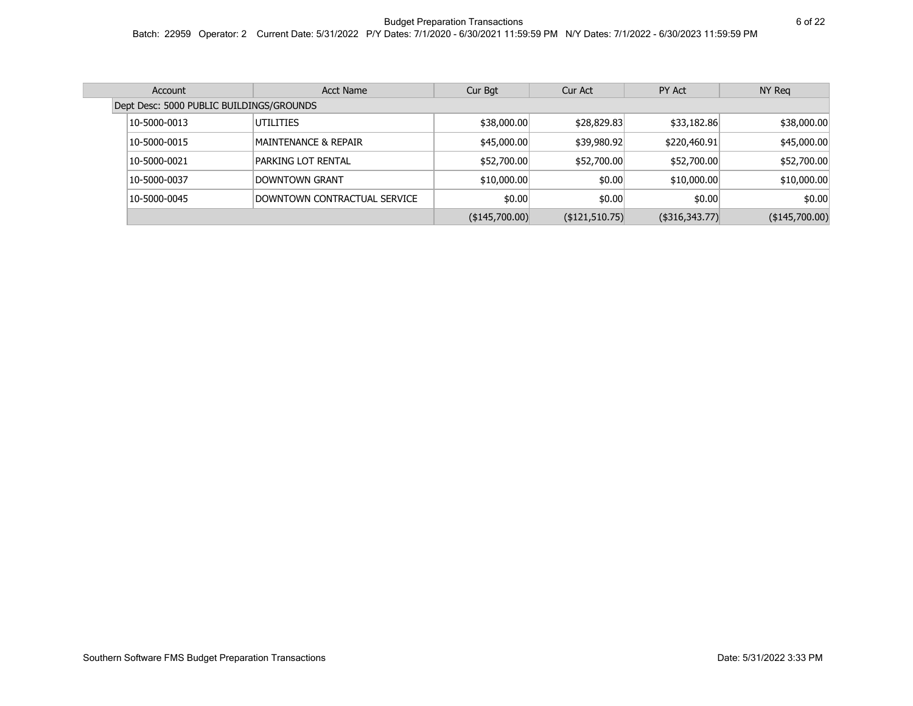| Account | Acct Name | Cur Bgt | Cur Act | PY Act | NY Req |
|---|---|---|---|---|---|
| Dept Desc: 5000 PUBLIC BUILDINGS/GROUNDS | | | | | |
| 10-5000-0013 | UTILITIES | $38,000.00 | $28,829.83 | $33,182.86 | $38,000.00 |
| 10-5000-0015 | MAINTENANCE & REPAIR | $45,000.00 | $39,980.92 | $220,460.91 | $45,000.00 |
| 10-5000-0021 | PARKING LOT RENTAL | $52,700.00 | $52,700.00 | $52,700.00 | $52,700.00 |
| 10-5000-0037 | DOWNTOWN GRANT | $10,000.00 | $0.00 | $10,000.00 | $10,000.00 |
| 10-5000-0045 | DOWNTOWN CONTRACTUAL SERVICE | $0.00 | $0.00 | $0.00 | $0.00 |
| | | ($145,700.00) | ($121,510.75) | ($316,343.77) | ($145,700.00) |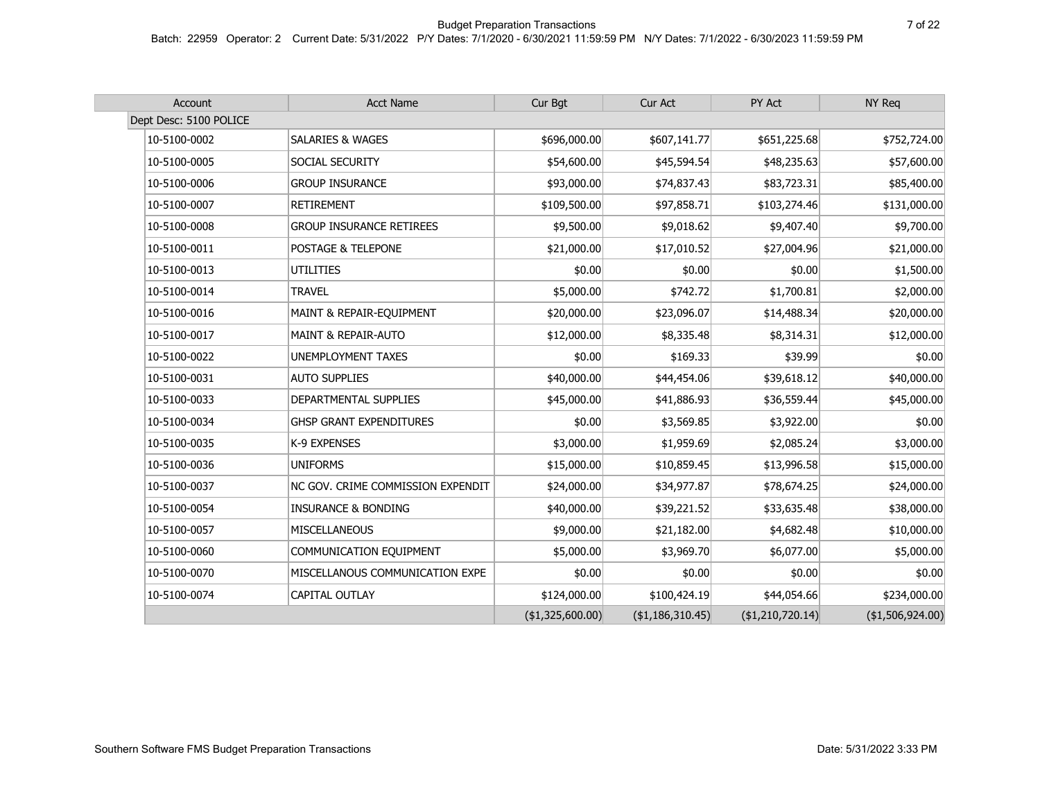Budget Preparation Transactions

Batch: 22959 Operator: 2 Current Date: 5/31/2022 P/Y Dates: 7/1/2020 - 6/30/2021 11:59:59 PM N/Y Dates: 7/1/2022 - 6/30/2023 11:59:59 PM

| Account | Acct Name | Cur Bgt | Cur Act | PY Act | NY Req |
|---|---|---|---|---|---|
| Dept Desc: 5100 POLICE | | | | | |
| 10-5100-0002 | SALARIES & WAGES | $696,000.00 | $607,141.77 | $651,225.68 | $752,724.00 |
| 10-5100-0005 | SOCIAL SECURITY | $54,600.00 | $45,594.54 | $48,235.63 | $57,600.00 |
| 10-5100-0006 | GROUP INSURANCE | $93,000.00 | $74,837.43 | $83,723.31 | $85,400.00 |
| 10-5100-0007 | RETIREMENT | $109,500.00 | $97,858.71 | $103,274.46 | $131,000.00 |
| 10-5100-0008 | GROUP INSURANCE RETIREES | $9,500.00 | $9,018.62 | $9,407.40 | $9,700.00 |
| 10-5100-0011 | POSTAGE & TELEPONE | $21,000.00 | $17,010.52 | $27,004.96 | $21,000.00 |
| 10-5100-0013 | UTILITIES | $0.00 | $0.00 | $0.00 | $1,500.00 |
| 10-5100-0014 | TRAVEL | $5,000.00 | $742.72 | $1,700.81 | $2,000.00 |
| 10-5100-0016 | MAINT & REPAIR-EQUIPMENT | $20,000.00 | $23,096.07 | $14,488.34 | $20,000.00 |
| 10-5100-0017 | MAINT & REPAIR-AUTO | $12,000.00 | $8,335.48 | $8,314.31 | $12,000.00 |
| 10-5100-0022 | UNEMPLOYMENT TAXES | $0.00 | $169.33 | $39.99 | $0.00 |
| 10-5100-0031 | AUTO SUPPLIES | $40,000.00 | $44,454.06 | $39,618.12 | $40,000.00 |
| 10-5100-0033 | DEPARTMENTAL SUPPLIES | $45,000.00 | $41,886.93 | $36,559.44 | $45,000.00 |
| 10-5100-0034 | GHSP GRANT EXPENDITURES | $0.00 | $3,569.85 | $3,922.00 | $0.00 |
| 10-5100-0035 | K-9 EXPENSES | $3,000.00 | $1,959.69 | $2,085.24 | $3,000.00 |
| 10-5100-0036 | UNIFORMS | $15,000.00 | $10,859.45 | $13,996.58 | $15,000.00 |
| 10-5100-0037 | NC GOV. CRIME COMMISSION EXPENDIT | $24,000.00 | $34,977.87 | $78,674.25 | $24,000.00 |
| 10-5100-0054 | INSURANCE & BONDING | $40,000.00 | $39,221.52 | $33,635.48 | $38,000.00 |
| 10-5100-0057 | MISCELLANEOUS | $9,000.00 | $21,182.00 | $4,682.48 | $10,000.00 |
| 10-5100-0060 | COMMUNICATION EQUIPMENT | $5,000.00 | $3,969.70 | $6,077.00 | $5,000.00 |
| 10-5100-0070 | MISCELLANOUS COMMUNICATION EXPE | $0.00 | $0.00 | $0.00 | $0.00 |
| 10-5100-0074 | CAPITAL OUTLAY | $124,000.00 | $100,424.19 | $44,054.66 | $234,000.00 |
| | | ($1,325,600.00) | ($1,186,310.45) | ($1,210,720.14) | ($1,506,924.00) |

Southern Software FMS Budget Preparation Transactions

Date: 5/31/2022 3:33 PM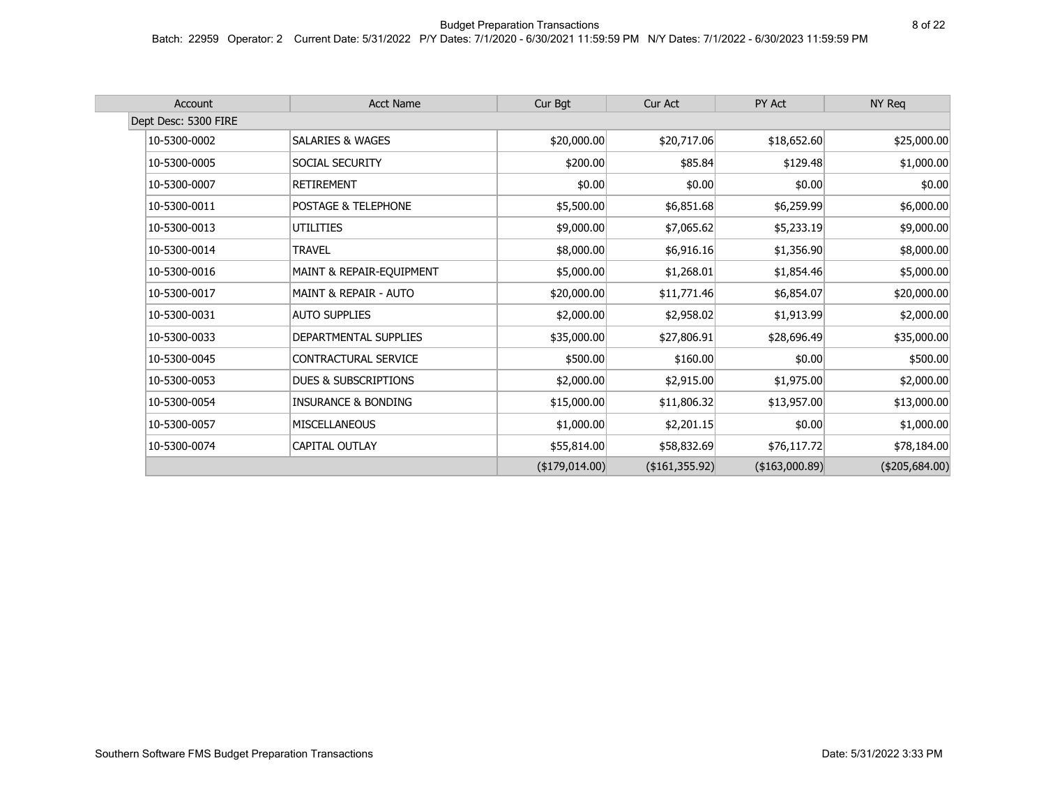Budget Preparation Transactions

Batch: 22959 Operator: 2 Current Date: 5/31/2022 P/Y Dates: 7/1/2020 - 6/30/2021 11:59:59 PM N/Y Dates: 7/1/2022 - 6/30/2023 11:59:59 PM

| Account | Acct Name | Cur Bgt | Cur Act | PY Act | NY Req |
|---|---|---|---|---|---|
| Dept Desc: 5300 FIRE | | | | | |
| 10-5300-0002 | SALARIES & WAGES | $20,000.00 | $20,717.06 | $18,652.60 | $25,000.00 |
| 10-5300-0005 | SOCIAL SECURITY | $200.00 | $85.84 | $129.48 | $1,000.00 |
| 10-5300-0007 | RETIREMENT | $0.00 | $0.00 | $0.00 | $0.00 |
| 10-5300-0011 | POSTAGE & TELEPHONE | $5,500.00 | $6,851.68 | $6,259.99 | $6,000.00 |
| 10-5300-0013 | UTILITIES | $9,000.00 | $7,065.62 | $5,233.19 | $9,000.00 |
| 10-5300-0014 | TRAVEL | $8,000.00 | $6,916.16 | $1,356.90 | $8,000.00 |
| 10-5300-0016 | MAINT & REPAIR-EQUIPMENT | $5,000.00 | $1,268.01 | $1,854.46 | $5,000.00 |
| 10-5300-0017 | MAINT & REPAIR - AUTO | $20,000.00 | $11,771.46 | $6,854.07 | $20,000.00 |
| 10-5300-0031 | AUTO SUPPLIES | $2,000.00 | $2,958.02 | $1,913.99 | $2,000.00 |
| 10-5300-0033 | DEPARTMENTAL SUPPLIES | $35,000.00 | $27,806.91 | $28,696.49 | $35,000.00 |
| 10-5300-0045 | CONTRACTURAL SERVICE | $500.00 | $160.00 | $0.00 | $500.00 |
| 10-5300-0053 | DUES & SUBSCRIPTIONS | $2,000.00 | $2,915.00 | $1,975.00 | $2,000.00 |
| 10-5300-0054 | INSURANCE & BONDING | $15,000.00 | $11,806.32 | $13,957.00 | $13,000.00 |
| 10-5300-0057 | MISCELLANEOUS | $1,000.00 | $2,201.15 | $0.00 | $1,000.00 |
| 10-5300-0074 | CAPITAL OUTLAY | $55,814.00 | $58,832.69 | $76,117.72 | $78,184.00 |
| | | ($179,014.00) | ($161,355.92) | ($163,000.89) | ($205,684.00) |

Southern Software FMS Budget Preparation Transactions

Date: 5/31/2022 3:33 PM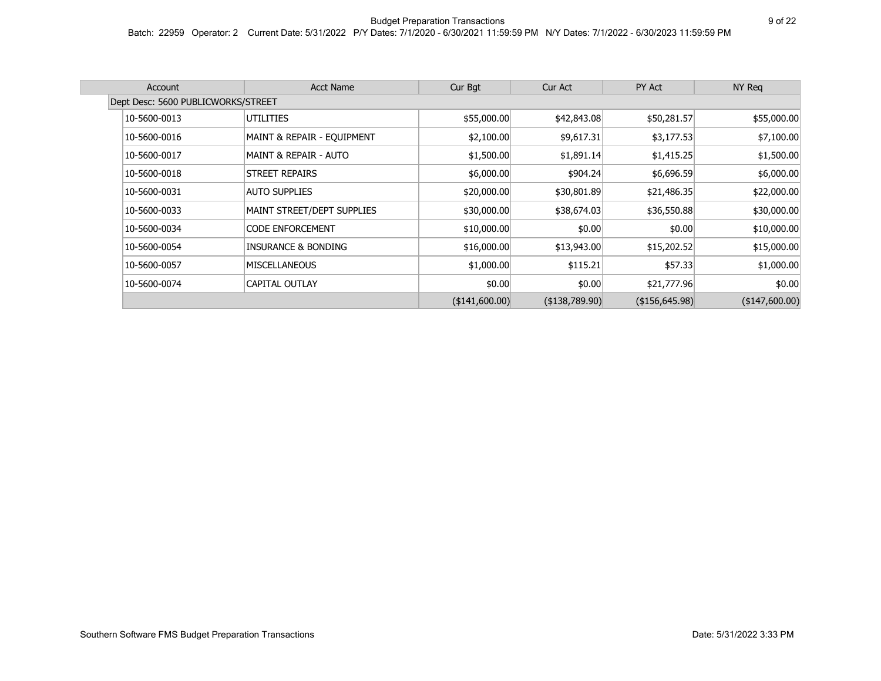| Account | Acct Name | Cur Bgt | Cur Act | PY Act | NY Req |
|---|---|---|---|---|---|
| Dept Desc: 5600 PUBLICWORKS/STREET | | | | | |
| 10-5600-0013 | UTILITIES | $55,000.00 | $42,843.08 | $50,281.57 | $55,000.00 |
| 10-5600-0016 | MAINT & REPAIR - EQUIPMENT | $2,100.00 | $9,617.31 | $3,177.53 | $7,100.00 |
| 10-5600-0017 | MAINT & REPAIR - AUTO | $1,500.00 | $1,891.14 | $1,415.25 | $1,500.00 |
| 10-5600-0018 | STREET REPAIRS | $6,000.00 | $904.24 | $6,696.59 | $6,000.00 |
| 10-5600-0031 | AUTO SUPPLIES | $20,000.00 | $30,801.89 | $21,486.35 | $22,000.00 |
| 10-5600-0033 | MAINT STREET/DEPT SUPPLIES | $30,000.00 | $38,674.03 | $36,550.88 | $30,000.00 |
| 10-5600-0034 | CODE ENFORCEMENT | $10,000.00 | $0.00 | $0.00 | $10,000.00 |
| 10-5600-0054 | INSURANCE & BONDING | $16,000.00 | $13,943.00 | $15,202.52 | $15,000.00 |
| 10-5600-0057 | MISCELLANEOUS | $1,000.00 | $115.21 | $57.33 | $1,000.00 |
| 10-5600-0074 | CAPITAL OUTLAY | $0.00 | $0.00 | $21,777.96 | $0.00 |
| | | ($141,600.00) | ($138,789.90) | ($156,645.98) | ($147,600.00) |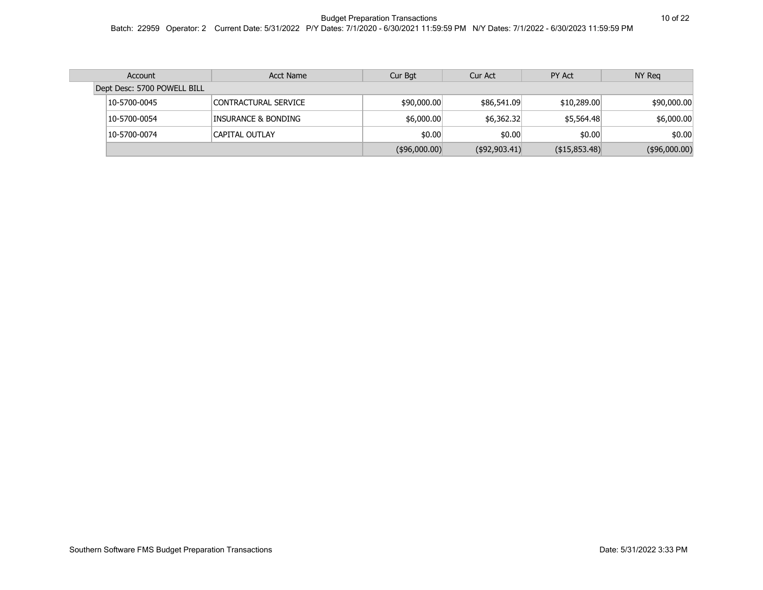| Account | Acct Name | Cur Bgt | Cur Act | PY Act | NY Req |
|---|---|---|---|---|---|
| Dept Desc: 5700 POWELL BILL | | | | | |
| 10-5700-0045 | CONTRACTURAL SERVICE | $90,000.00 | $86,541.09 | $10,289.00 | $90,000.00 |
| 10-5700-0054 | INSURANCE & BONDING | $6,000.00 | $6,362.32 | $5,564.48 | $6,000.00 |
| 10-5700-0074 | CAPITAL OUTLAY | $0.00 | $0.00 | $0.00 | $0.00 |
| | | ($96,000.00) | ($92,903.41) | ($15,853.48) | ($96,000.00) |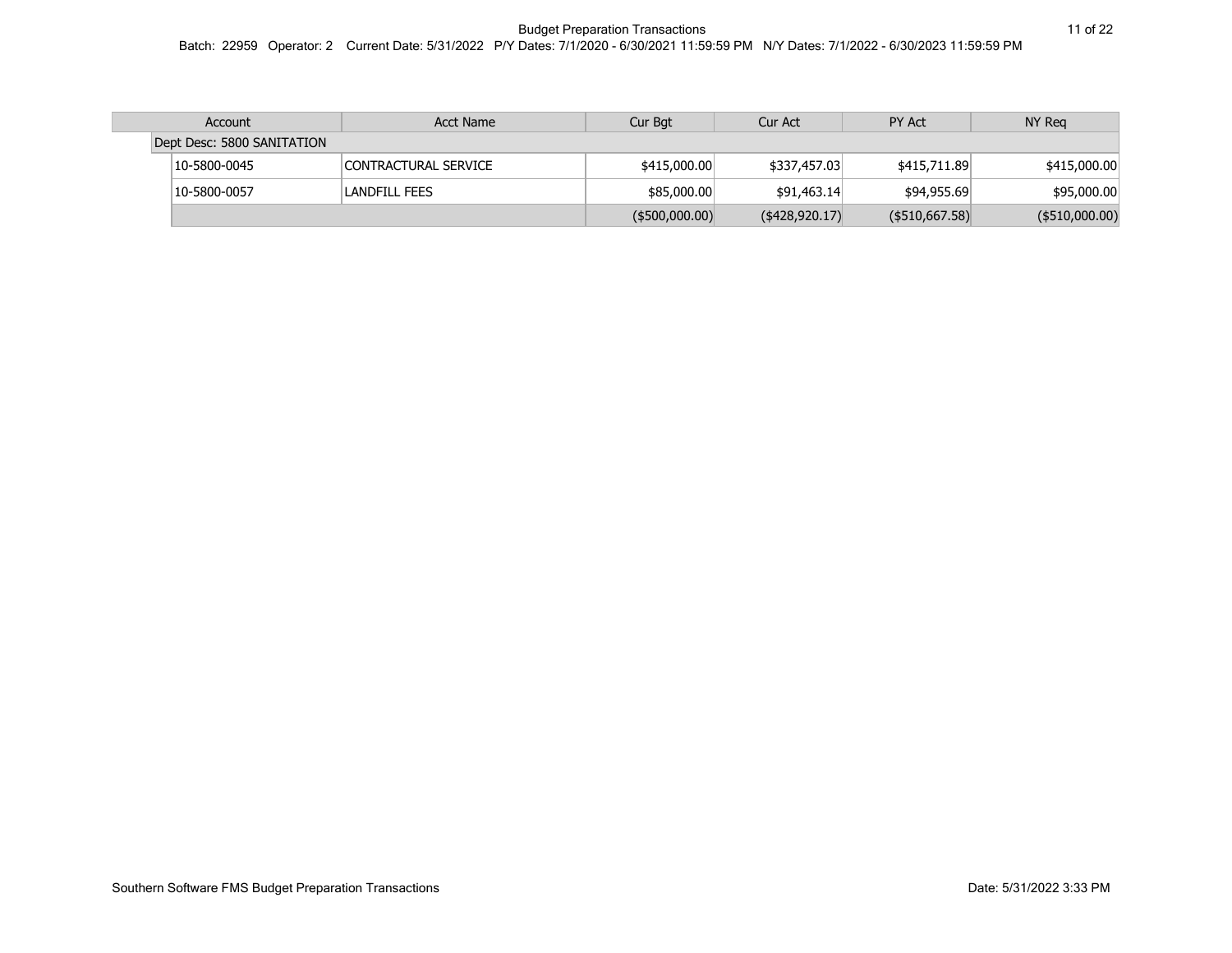Budget Preparation Transactions

Batch: 22959 Operator: 2 Current Date: 5/31/2022 P/Y Dates: 7/1/2020 - 6/30/2021 11:59:59 PM N/Y Dates: 7/1/2022 - 6/30/2023 11:59:59 PM

| Account | Acct Name | Cur Bgt | Cur Act | PY Act | NY Req |
|---|---|---|---|---|---|
| Dept Desc: 5800 SANITATION | | | | | |
| 10-5800-0045 | CONTRACTURAL SERVICE | $415,000.00 | $337,457.03 | $415,711.89 | $415,000.00 |
| 10-5800-0057 | LANDFILL FEES | $85,000.00 | $91,463.14 | $94,955.69 | $95,000.00 |
| | | ($500,000.00) | ($428,920.17) | ($510,667.58) | ($510,000.00) |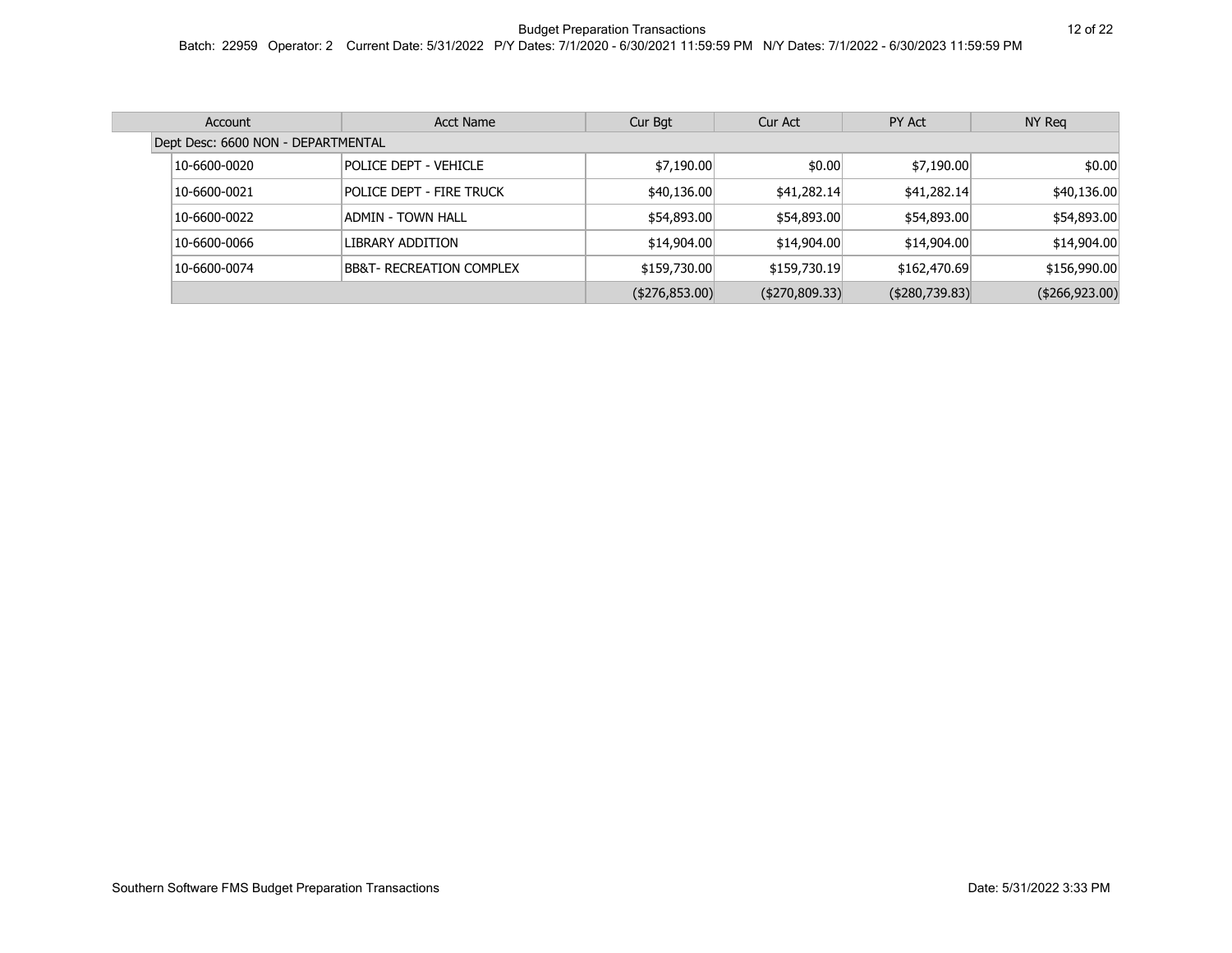| Account | Acct Name | Cur Bgt | Cur Act | PY Act | NY Req |
|---|---|---|---|---|---|
| Dept Desc: 6600 NON - DEPARTMENTAL | | | | | |
| 10-6600-0020 | POLICE DEPT - VEHICLE | $7,190.00 | $0.00 | $7,190.00 | $0.00 |
| 10-6600-0021 | POLICE DEPT - FIRE TRUCK | $40,136.00 | $41,282.14 | $41,282.14 | $40,136.00 |
| 10-6600-0022 | ADMIN - TOWN HALL | $54,893.00 | $54,893.00 | $54,893.00 | $54,893.00 |
| 10-6600-0066 | LIBRARY ADDITION | $14,904.00 | $14,904.00 | $14,904.00 | $14,904.00 |
| 10-6600-0074 | BB&T- RECREATION COMPLEX | $159,730.00 | $159,730.19 | $162,470.69 | $156,990.00 |
| | | ($276,853.00) | ($270,809.33) | ($280,739.83) | ($266,923.00) |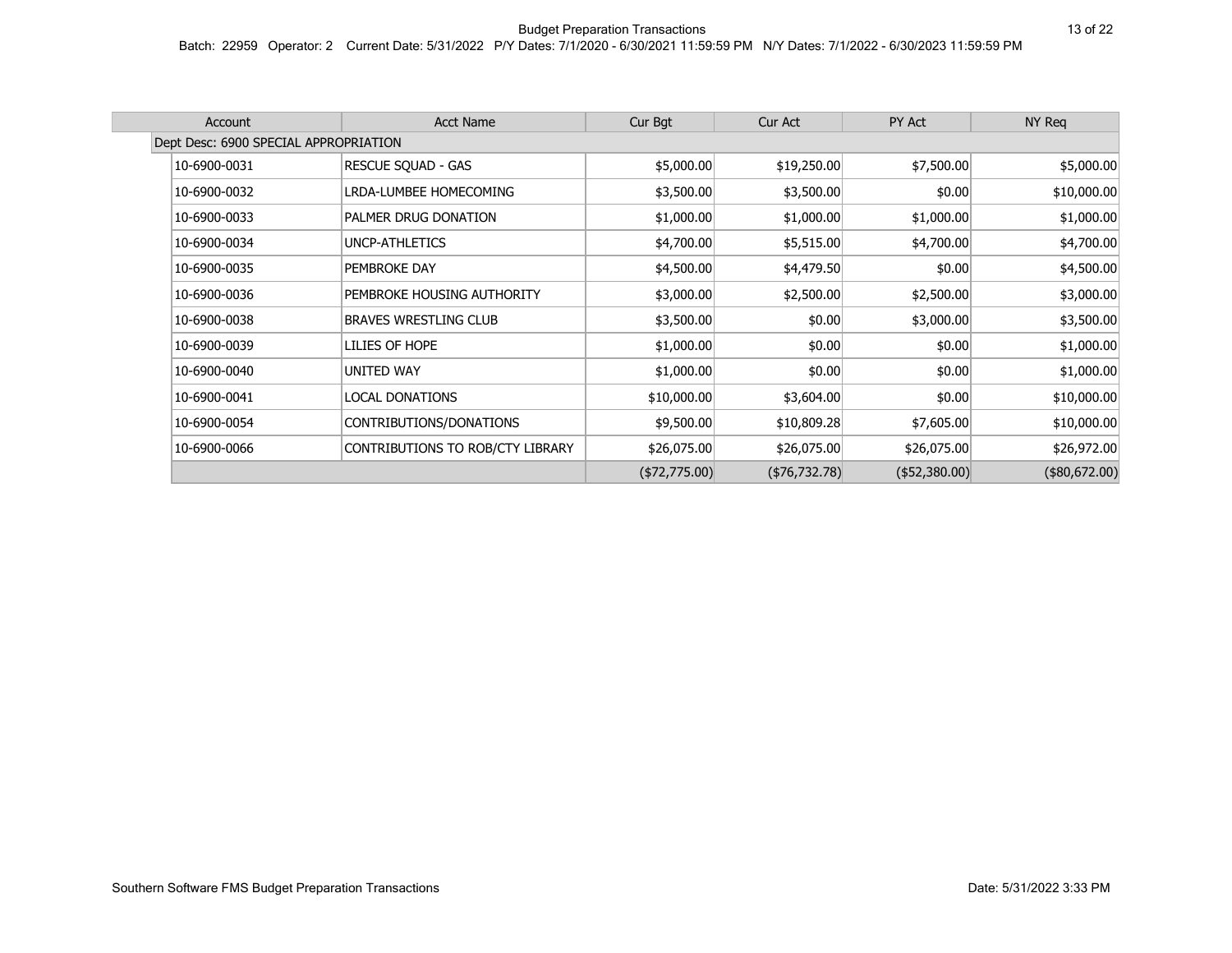Budget Preparation Transactions

Batch: 22959 Operator: 2 Current Date: 5/31/2022 P/Y Dates: 7/1/2020 - 6/30/2021 11:59:59 PM N/Y Dates: 7/1/2022 - 6/30/2023 11:59:59 PM

| Account | Acct Name | Cur Bgt | Cur Act | PY Act | NY Req |
|---|---|---|---|---|---|
| Dept Desc: 6900 SPECIAL APPROPRIATION | | | | | |
| 10-6900-0031 | RESCUE SQUAD - GAS | $5,000.00 | $19,250.00 | $7,500.00 | $5,000.00 |
| 10-6900-0032 | LRDA-LUMBEE HOMECOMING | $3,500.00 | $3,500.00 | $0.00 | $10,000.00 |
| 10-6900-0033 | PALMER DRUG DONATION | $1,000.00 | $1,000.00 | $1,000.00 | $1,000.00 |
| 10-6900-0034 | UNCP-ATHLETICS | $4,700.00 | $5,515.00 | $4,700.00 | $4,700.00 |
| 10-6900-0035 | PEMBROKE DAY | $4,500.00 | $4,479.50 | $0.00 | $4,500.00 |
| 10-6900-0036 | PEMBROKE HOUSING AUTHORITY | $3,000.00 | $2,500.00 | $2,500.00 | $3,000.00 |
| 10-6900-0038 | BRAVES WRESTLING CLUB | $3,500.00 | $0.00 | $3,000.00 | $3,500.00 |
| 10-6900-0039 | LILIES OF HOPE | $1,000.00 | $0.00 | $0.00 | $1,000.00 |
| 10-6900-0040 | UNITED WAY | $1,000.00 | $0.00 | $0.00 | $1,000.00 |
| 10-6900-0041 | LOCAL DONATIONS | $10,000.00 | $3,604.00 | $0.00 | $10,000.00 |
| 10-6900-0054 | CONTRIBUTIONS/DONATIONS | $9,500.00 | $10,809.28 | $7,605.00 | $10,000.00 |
| 10-6900-0066 | CONTRIBUTIONS TO ROB/CTY LIBRARY | $26,075.00 | $26,075.00 | $26,075.00 | $26,972.00 |
| | | ($72,775.00) | ($76,732.78) | ($52,380.00) | ($80,672.00) |

Southern Software FMS Budget Preparation Transactions

Date: 5/31/2022 3:33 PM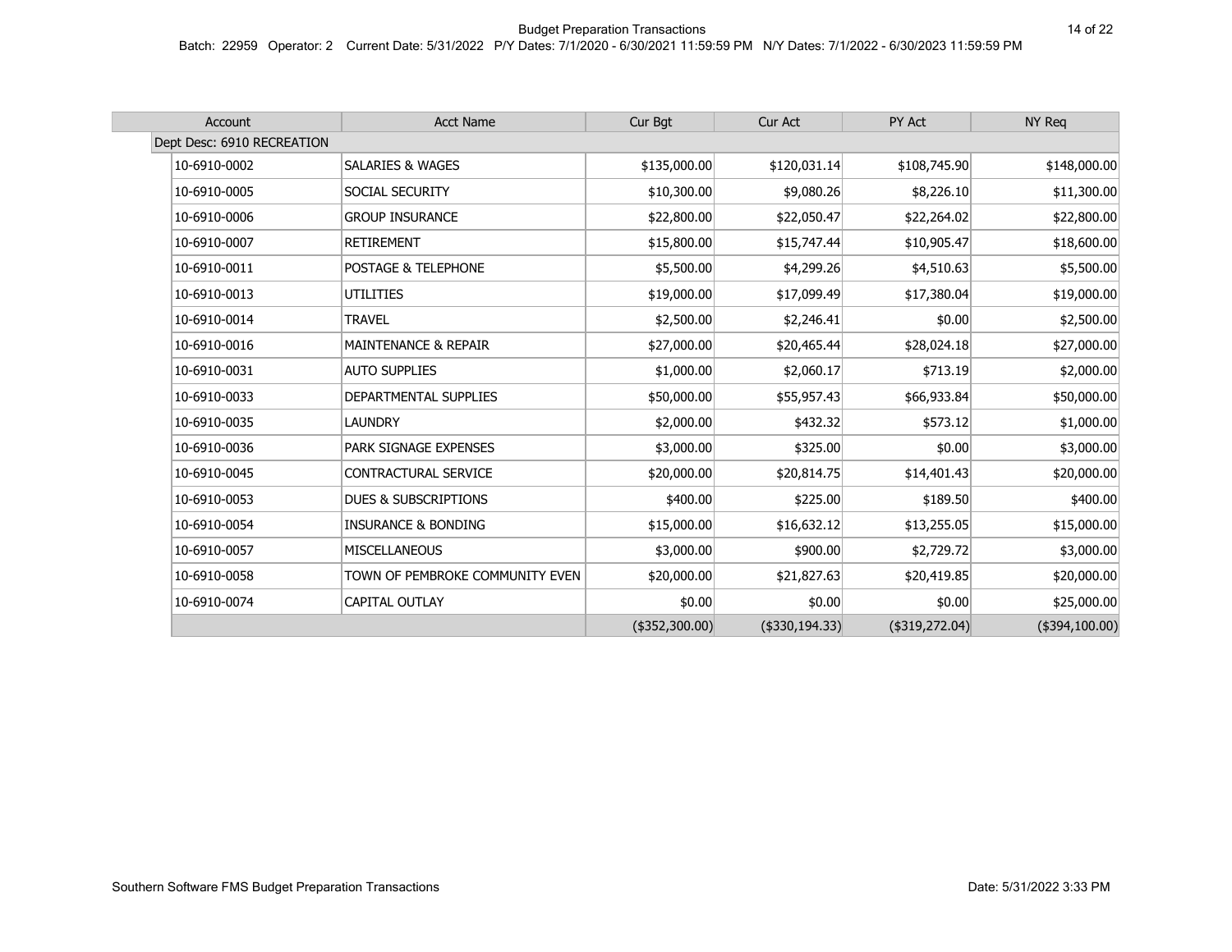Budget Preparation Transactions

Batch: 22959 Operator: 2 Current Date: 5/31/2022 P/Y Dates: 7/1/2020 - 6/30/2021 11:59:59 PM N/Y Dates: 7/1/2022 - 6/30/2023 11:59:59 PM

| Account | Acct Name | Cur Bgt | Cur Act | PY Act | NY Req |
|---|---|---|---|---|---|
| Dept Desc: 6910 RECREATION | | | | | |
| 10-6910-0002 | SALARIES & WAGES | $135,000.00 | $120,031.14 | $108,745.90 | $148,000.00 |
| 10-6910-0005 | SOCIAL SECURITY | $10,300.00 | $9,080.26 | $8,226.10 | $11,300.00 |
| 10-6910-0006 | GROUP INSURANCE | $22,800.00 | $22,050.47 | $22,264.02 | $22,800.00 |
| 10-6910-0007 | RETIREMENT | $15,800.00 | $15,747.44 | $10,905.47 | $18,600.00 |
| 10-6910-0011 | POSTAGE & TELEPHONE | $5,500.00 | $4,299.26 | $4,510.63 | $5,500.00 |
| 10-6910-0013 | UTILITIES | $19,000.00 | $17,099.49 | $17,380.04 | $19,000.00 |
| 10-6910-0014 | TRAVEL | $2,500.00 | $2,246.41 | $0.00 | $2,500.00 |
| 10-6910-0016 | MAINTENANCE & REPAIR | $27,000.00 | $20,465.44 | $28,024.18 | $27,000.00 |
| 10-6910-0031 | AUTO SUPPLIES | $1,000.00 | $2,060.17 | $713.19 | $2,000.00 |
| 10-6910-0033 | DEPARTMENTAL SUPPLIES | $50,000.00 | $55,957.43 | $66,933.84 | $50,000.00 |
| 10-6910-0035 | LAUNDRY | $2,000.00 | $432.32 | $573.12 | $1,000.00 |
| 10-6910-0036 | PARK SIGNAGE EXPENSES | $3,000.00 | $325.00 | $0.00 | $3,000.00 |
| 10-6910-0045 | CONTRACTURAL SERVICE | $20,000.00 | $20,814.75 | $14,401.43 | $20,000.00 |
| 10-6910-0053 | DUES & SUBSCRIPTIONS | $400.00 | $225.00 | $189.50 | $400.00 |
| 10-6910-0054 | INSURANCE & BONDING | $15,000.00 | $16,632.12 | $13,255.05 | $15,000.00 |
| 10-6910-0057 | MISCELLANEOUS | $3,000.00 | $900.00 | $2,729.72 | $3,000.00 |
| 10-6910-0058 | TOWN OF PEMBROKE COMMUNITY EVEN | $20,000.00 | $21,827.63 | $20,419.85 | $20,000.00 |
| 10-6910-0074 | CAPITAL OUTLAY | $0.00 | $0.00 | $0.00 | $25,000.00 |
| | | ($352,300.00) | ($330,194.33) | ($319,272.04) | ($394,100.00) |

Southern Software FMS Budget Preparation Transactions

Date: 5/31/2022 3:33 PM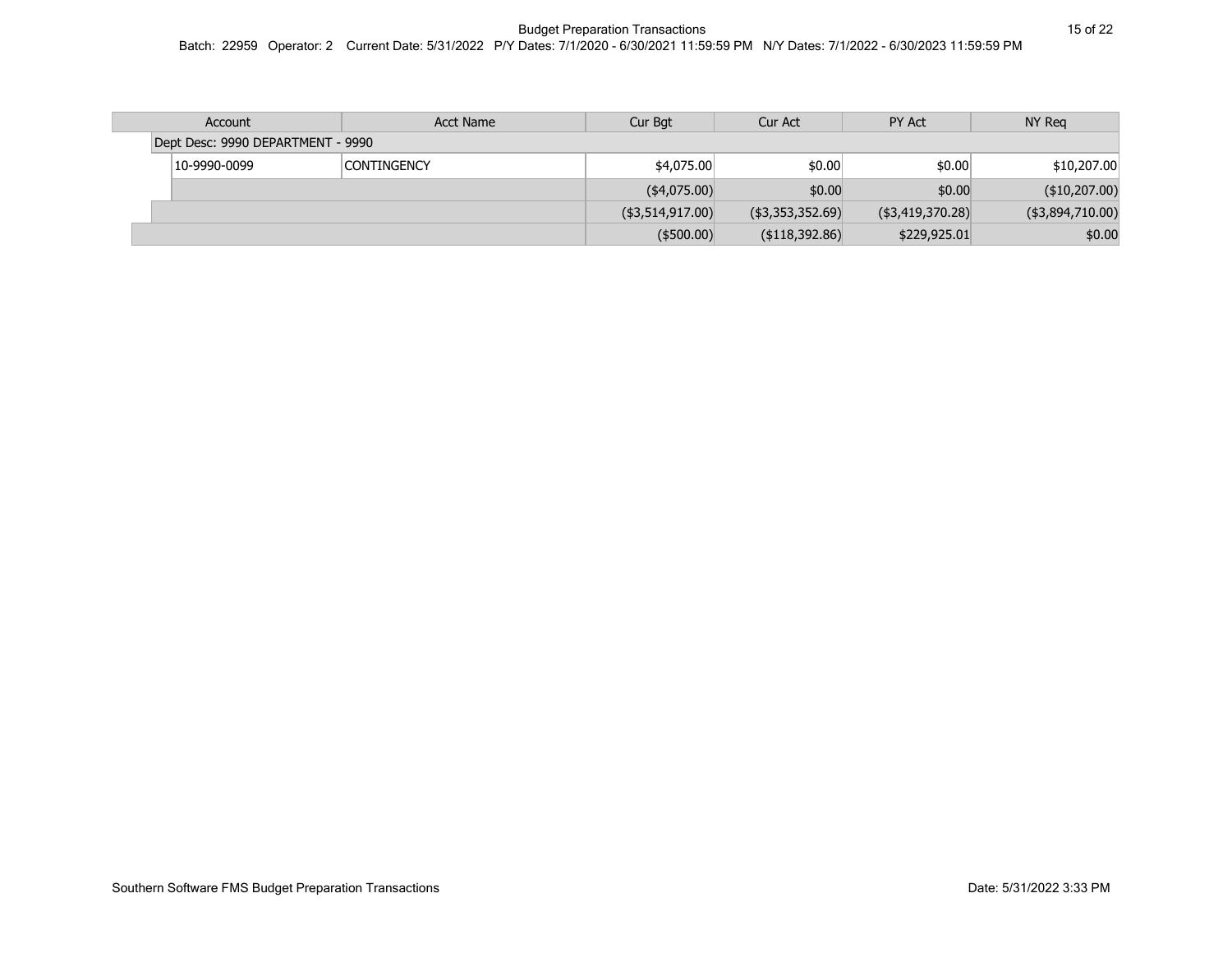| Account | Acct Name | Cur Bgt | Cur Act | PY Act | NY Req |
|---|---|---|---|---|---|
| Dept Desc: 9990 DEPARTMENT - 9990 | | | | | |
| 10-9990-0099 | CONTINGENCY | $4,075.00 | $0.00 | $0.00 | $10,207.00 |
| | | ($4,075.00) | $0.00 | $0.00 | ($10,207.00) |
| | | ($3,514,917.00) | ($3,353,352.69) | ($3,419,370.28) | ($3,894,710.00) |
| | | ($500.00) | ($118,392.86) | $229,925.01 | $0.00 |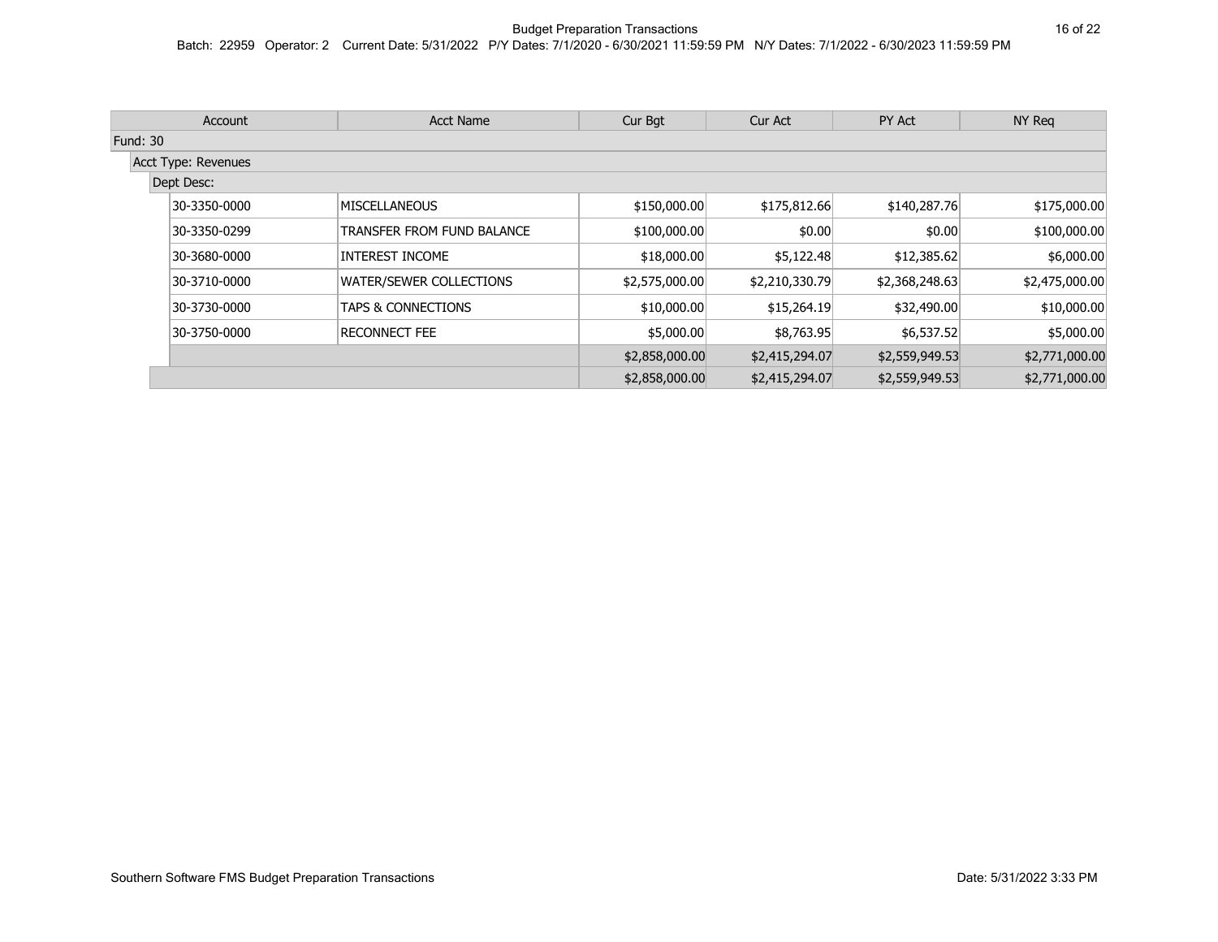Budget Preparation Transactions

Batch: 22959 Operator: 2 Current Date: 5/31/2022 P/Y Dates: 7/1/2020 - 6/30/2021 11:59:59 PM N/Y Dates: 7/1/2022 - 6/30/2023 11:59:59 PM

| Account | Acct Name | Cur Bgt | Cur Act | PY Act | NY Req |
|---|---|---|---|---|---|
| Fund: 30 | | | | | |
| Acct Type: Revenues | | | | | |
| Dept Desc: | | | | | |
| 30-3350-0000 | MISCELLANEOUS | $150,000.00 | $175,812.66 | $140,287.76 | $175,000.00 |
| 30-3350-0299 | TRANSFER FROM FUND BALANCE | $100,000.00 | $0.00 | $0.00 | $100,000.00 |
| 30-3680-0000 | INTEREST INCOME | $18,000.00 | $5,122.48 | $12,385.62 | $6,000.00 |
| 30-3710-0000 | WATER/SEWER COLLECTIONS | $2,575,000.00 | $2,210,330.79 | $2,368,248.63 | $2,475,000.00 |
| 30-3730-0000 | TAPS & CONNECTIONS | $10,000.00 | $15,264.19 | $32,490.00 | $10,000.00 |
| 30-3750-0000 | RECONNECT FEE | $5,000.00 | $8,763.95 | $6,537.52 | $5,000.00 |
| | | $2,858,000.00 | $2,415,294.07 | $2,559,949.53 | $2,771,000.00 |
| | | $2,858,000.00 | $2,415,294.07 | $2,559,949.53 | $2,771,000.00 |

Southern Software FMS Budget Preparation Transactions

Date: 5/31/2022 3:33 PM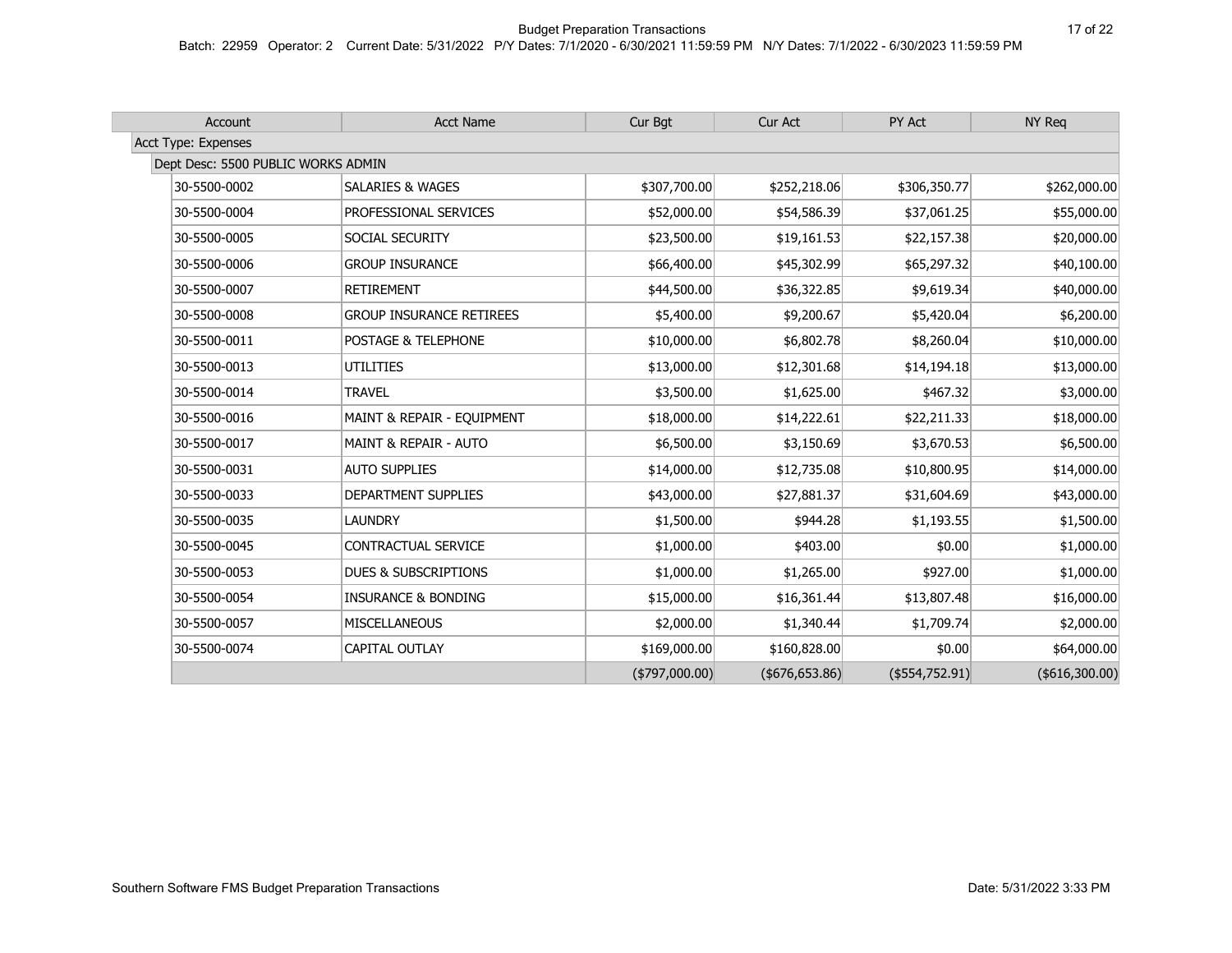Budget Preparation Transactions

Batch: 22959 Operator: 2 Current Date: 5/31/2022 P/Y Dates: 7/1/2020 - 6/30/2021 11:59:59 PM N/Y Dates: 7/1/2022 - 6/30/2023 11:59:59 PM

| Account | Acct Name | Cur Bgt | Cur Act | PY Act | NY Req |
|---|---|---|---|---|---|
| Acct Type: Expenses | | | | | |
| Dept Desc: 5500 PUBLIC WORKS ADMIN | | | | | |
| 30-5500-0002 | SALARIES & WAGES | $307,700.00 | $252,218.06 | $306,350.77 | $262,000.00 |
| 30-5500-0004 | PROFESSIONAL SERVICES | $52,000.00 | $54,586.39 | $37,061.25 | $55,000.00 |
| 30-5500-0005 | SOCIAL SECURITY | $23,500.00 | $19,161.53 | $22,157.38 | $20,000.00 |
| 30-5500-0006 | GROUP INSURANCE | $66,400.00 | $45,302.99 | $65,297.32 | $40,100.00 |
| 30-5500-0007 | RETIREMENT | $44,500.00 | $36,322.85 | $9,619.34 | $40,000.00 |
| 30-5500-0008 | GROUP INSURANCE RETIREES | $5,400.00 | $9,200.67 | $5,420.04 | $6,200.00 |
| 30-5500-0011 | POSTAGE & TELEPHONE | $10,000.00 | $6,802.78 | $8,260.04 | $10,000.00 |
| 30-5500-0013 | UTILITIES | $13,000.00 | $12,301.68 | $14,194.18 | $13,000.00 |
| 30-5500-0014 | TRAVEL | $3,500.00 | $1,625.00 | $467.32 | $3,000.00 |
| 30-5500-0016 | MAINT & REPAIR - EQUIPMENT | $18,000.00 | $14,222.61 | $22,211.33 | $18,000.00 |
| 30-5500-0017 | MAINT & REPAIR - AUTO | $6,500.00 | $3,150.69 | $3,670.53 | $6,500.00 |
| 30-5500-0031 | AUTO SUPPLIES | $14,000.00 | $12,735.08 | $10,800.95 | $14,000.00 |
| 30-5500-0033 | DEPARTMENT SUPPLIES | $43,000.00 | $27,881.37 | $31,604.69 | $43,000.00 |
| 30-5500-0035 | LAUNDRY | $1,500.00 | $944.28 | $1,193.55 | $1,500.00 |
| 30-5500-0045 | CONTRACTUAL SERVICE | $1,000.00 | $403.00 | $0.00 | $1,000.00 |
| 30-5500-0053 | DUES & SUBSCRIPTIONS | $1,000.00 | $1,265.00 | $927.00 | $1,000.00 |
| 30-5500-0054 | INSURANCE & BONDING | $15,000.00 | $16,361.44 | $13,807.48 | $16,000.00 |
| 30-5500-0057 | MISCELLANEOUS | $2,000.00 | $1,340.44 | $1,709.74 | $2,000.00 |
| 30-5500-0074 | CAPITAL OUTLAY | $169,000.00 | $160,828.00 | $0.00 | $64,000.00 |
| | | ($797,000.00) | ($676,653.86) | ($554,752.91) | ($616,300.00) |

Southern Software FMS Budget Preparation Transactions

Date: 5/31/2022 3:33 PM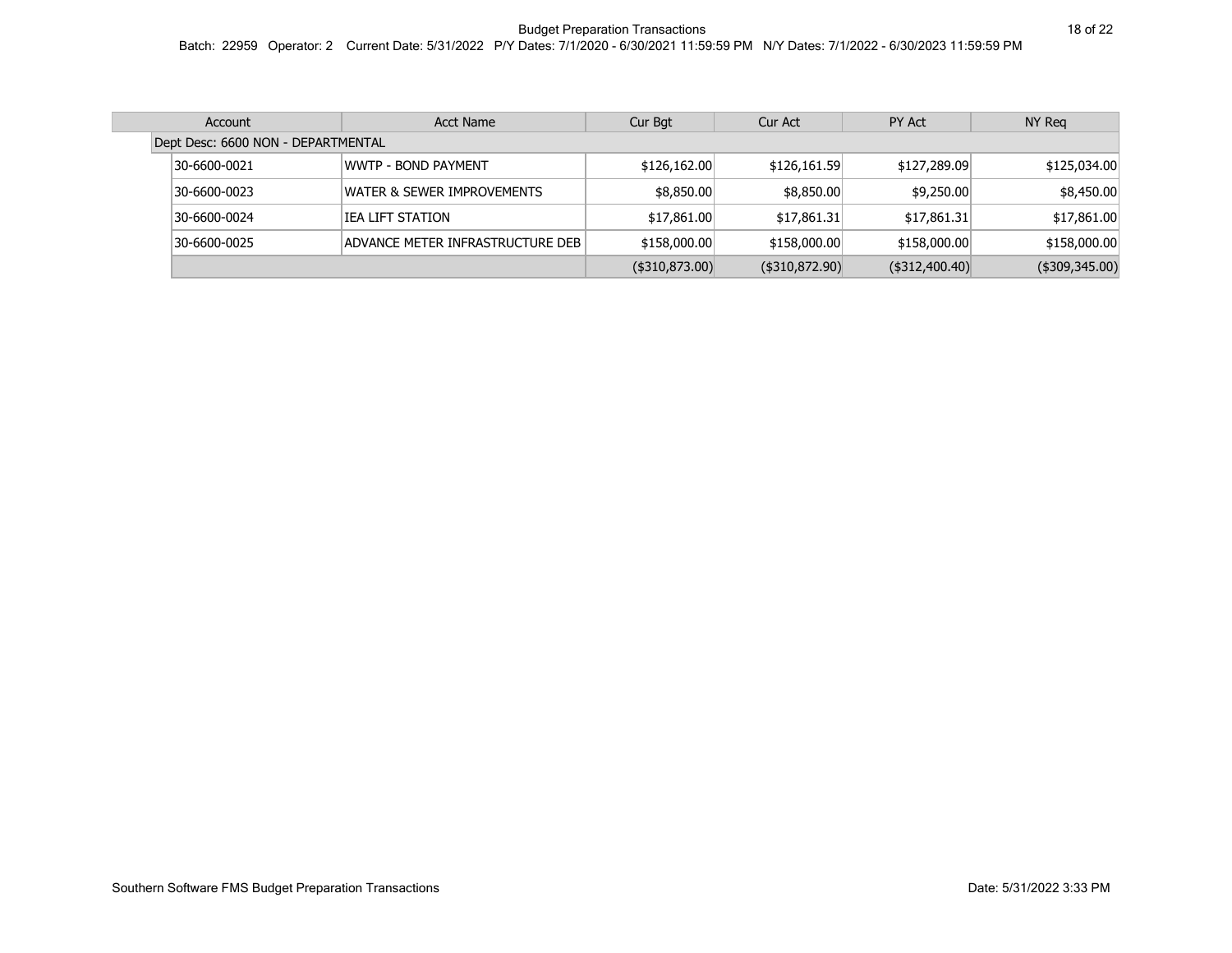Budget Preparation Transactions

Batch: 22959 Operator: 2 Current Date: 5/31/2022 P/Y Dates: 7/1/2020 - 6/30/2021 11:59:59 PM N/Y Dates: 7/1/2022 - 6/30/2023 11:59:59 PM

| Account | Acct Name | Cur Bgt | Cur Act | PY Act | NY Req |
| --- | --- | --- | --- | --- | --- |
| Dept Desc: 6600 NON - DEPARTMENTAL | | | | | |
| 30-6600-0021 | WWTP - BOND PAYMENT | $126,162.00 | $126,161.59 | $127,289.09 | $125,034.00 |
| 30-6600-0023 | WATER & SEWER IMPROVEMENTS | $8,850.00 | $8,850.00 | $9,250.00 | $8,450.00 |
| 30-6600-0024 | IEA LIFT STATION | $17,861.00 | $17,861.31 | $17,861.31 | $17,861.00 |
| 30-6600-0025 | ADVANCE METER INFRASTRUCTURE DEB | $158,000.00 | $158,000.00 | $158,000.00 | $158,000.00 |
| | | ($310,873.00) | ($310,872.90) | ($312,400.40) | ($309,345.00) |

Southern Software FMS Budget Preparation Transactions

Date: 5/31/2022 3:33 PM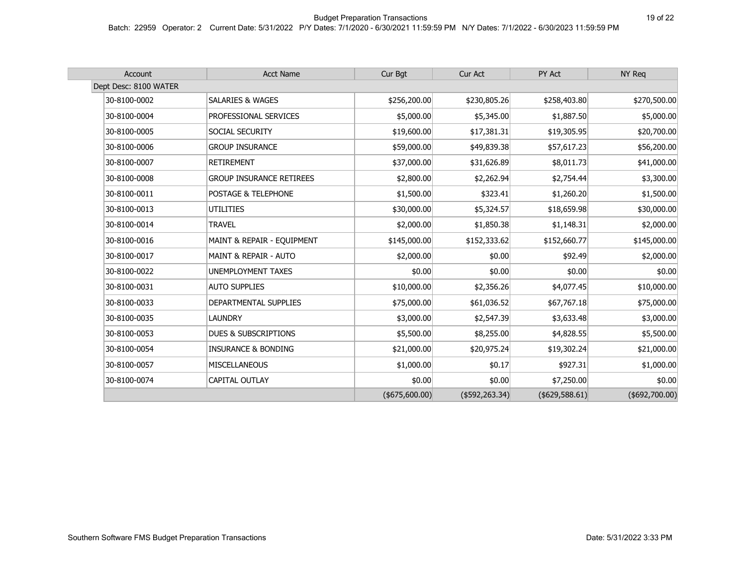Budget Preparation Transactions

Batch: 22959 Operator: 2 Current Date: 5/31/2022 P/Y Dates: 7/1/2020 - 6/30/2021 11:59:59 PM N/Y Dates: 7/1/2022 - 6/30/2023 11:59:59 PM

| Account | Acct Name | Cur Bgt | Cur Act | PY Act | NY Req |
|---|---|---|---|---|---|
| Dept Desc: 8100 WATER | | | | | |
| 30-8100-0002 | SALARIES & WAGES | $256,200.00 | $230,805.26 | $258,403.80 | $270,500.00 |
| 30-8100-0004 | PROFESSIONAL SERVICES | $5,000.00 | $5,345.00 | $1,887.50 | $5,000.00 |
| 30-8100-0005 | SOCIAL SECURITY | $19,600.00 | $17,381.31 | $19,305.95 | $20,700.00 |
| 30-8100-0006 | GROUP INSURANCE | $59,000.00 | $49,839.38 | $57,617.23 | $56,200.00 |
| 30-8100-0007 | RETIREMENT | $37,000.00 | $31,626.89 | $8,011.73 | $41,000.00 |
| 30-8100-0008 | GROUP INSURANCE RETIREES | $2,800.00 | $2,262.94 | $2,754.44 | $3,300.00 |
| 30-8100-0011 | POSTAGE & TELEPHONE | $1,500.00 | $323.41 | $1,260.20 | $1,500.00 |
| 30-8100-0013 | UTILITIES | $30,000.00 | $5,324.57 | $18,659.98 | $30,000.00 |
| 30-8100-0014 | TRAVEL | $2,000.00 | $1,850.38 | $1,148.31 | $2,000.00 |
| 30-8100-0016 | MAINT & REPAIR - EQUIPMENT | $145,000.00 | $152,333.62 | $152,660.77 | $145,000.00 |
| 30-8100-0017 | MAINT & REPAIR - AUTO | $2,000.00 | $0.00 | $92.49 | $2,000.00 |
| 30-8100-0022 | UNEMPLOYMENT TAXES | $0.00 | $0.00 | $0.00 | $0.00 |
| 30-8100-0031 | AUTO SUPPLIES | $10,000.00 | $2,356.26 | $4,077.45 | $10,000.00 |
| 30-8100-0033 | DEPARTMENTAL SUPPLIES | $75,000.00 | $61,036.52 | $67,767.18 | $75,000.00 |
| 30-8100-0035 | LAUNDRY | $3,000.00 | $2,547.39 | $3,633.48 | $3,000.00 |
| 30-8100-0053 | DUES & SUBSCRIPTIONS | $5,500.00 | $8,255.00 | $4,828.55 | $5,500.00 |
| 30-8100-0054 | INSURANCE & BONDING | $21,000.00 | $20,975.24 | $19,302.24 | $21,000.00 |
| 30-8100-0057 | MISCELLANEOUS | $1,000.00 | $0.17 | $927.31 | $1,000.00 |
| 30-8100-0074 | CAPITAL OUTLAY | $0.00 | $0.00 | $7,250.00 | $0.00 |
| | | ($675,600.00) | ($592,263.34) | ($629,588.61) | ($692,700.00) |

Southern Software FMS Budget Preparation Transactions

Date: 5/31/2022 3:33 PM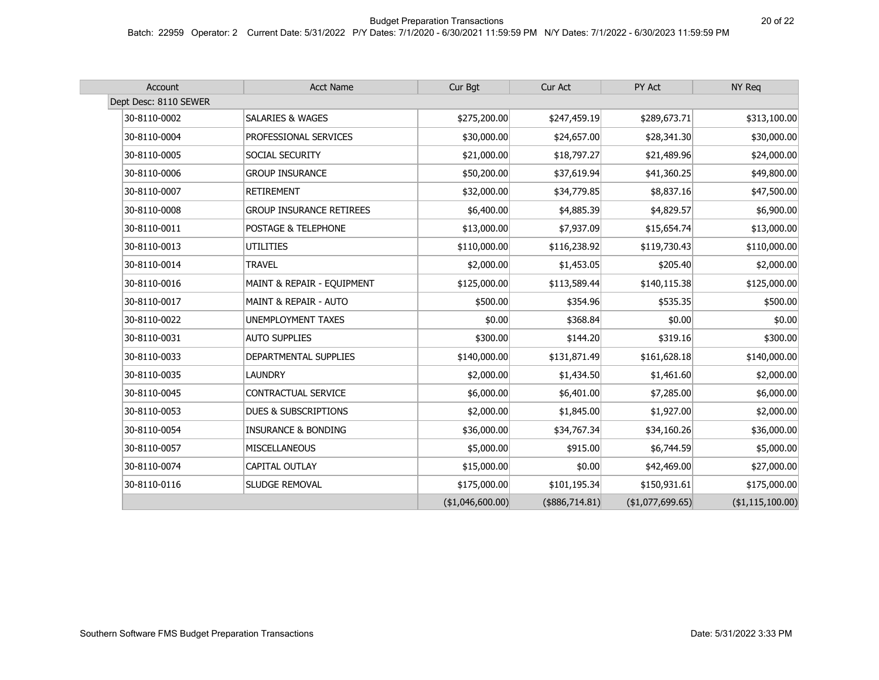Budget Preparation Transactions

Batch: 22959 Operator: 2 Current Date: 5/31/2022 P/Y Dates: 7/1/2020 - 6/30/2021 11:59:59 PM N/Y Dates: 7/1/2022 - 6/30/2023 11:59:59 PM

| Account | Acct Name | Cur Bgt | Cur Act | PY Act | NY Req |
|---|---|---|---|---|---|
| Dept Desc: 8110 SEWER | | | | | |
| 30-8110-0002 | SALARIES & WAGES | $275,200.00 | $247,459.19 | $289,673.71 | $313,100.00 |
| 30-8110-0004 | PROFESSIONAL SERVICES | $30,000.00 | $24,657.00 | $28,341.30 | $30,000.00 |
| 30-8110-0005 | SOCIAL SECURITY | $21,000.00 | $18,797.27 | $21,489.96 | $24,000.00 |
| 30-8110-0006 | GROUP INSURANCE | $50,200.00 | $37,619.94 | $41,360.25 | $49,800.00 |
| 30-8110-0007 | RETIREMENT | $32,000.00 | $34,779.85 | $8,837.16 | $47,500.00 |
| 30-8110-0008 | GROUP INSURANCE RETIREES | $6,400.00 | $4,885.39 | $4,829.57 | $6,900.00 |
| 30-8110-0011 | POSTAGE & TELEPHONE | $13,000.00 | $7,937.09 | $15,654.74 | $13,000.00 |
| 30-8110-0013 | UTILITIES | $110,000.00 | $116,238.92 | $119,730.43 | $110,000.00 |
| 30-8110-0014 | TRAVEL | $2,000.00 | $1,453.05 | $205.40 | $2,000.00 |
| 30-8110-0016 | MAINT & REPAIR - EQUIPMENT | $125,000.00 | $113,589.44 | $140,115.38 | $125,000.00 |
| 30-8110-0017 | MAINT & REPAIR - AUTO | $500.00 | $354.96 | $535.35 | $500.00 |
| 30-8110-0022 | UNEMPLOYMENT TAXES | $0.00 | $368.84 | $0.00 | $0.00 |
| 30-8110-0031 | AUTO SUPPLIES | $300.00 | $144.20 | $319.16 | $300.00 |
| 30-8110-0033 | DEPARTMENTAL SUPPLIES | $140,000.00 | $131,871.49 | $161,628.18 | $140,000.00 |
| 30-8110-0035 | LAUNDRY | $2,000.00 | $1,434.50 | $1,461.60 | $2,000.00 |
| 30-8110-0045 | CONTRACTUAL SERVICE | $6,000.00 | $6,401.00 | $7,285.00 | $6,000.00 |
| 30-8110-0053 | DUES & SUBSCRIPTIONS | $2,000.00 | $1,845.00 | $1,927.00 | $2,000.00 |
| 30-8110-0054 | INSURANCE & BONDING | $36,000.00 | $34,767.34 | $34,160.26 | $36,000.00 |
| 30-8110-0057 | MISCELLANEOUS | $5,000.00 | $915.00 | $6,744.59 | $5,000.00 |
| 30-8110-0074 | CAPITAL OUTLAY | $15,000.00 | $0.00 | $42,469.00 | $27,000.00 |
| 30-8110-0116 | SLUDGE REMOVAL | $175,000.00 | $101,195.34 | $150,931.61 | $175,000.00 |
| | | ($1,046,600.00) | ($886,714.81) | ($1,077,699.65) | ($1,115,100.00) |

Southern Software FMS Budget Preparation Transactions

Date: 5/31/2022 3:33 PM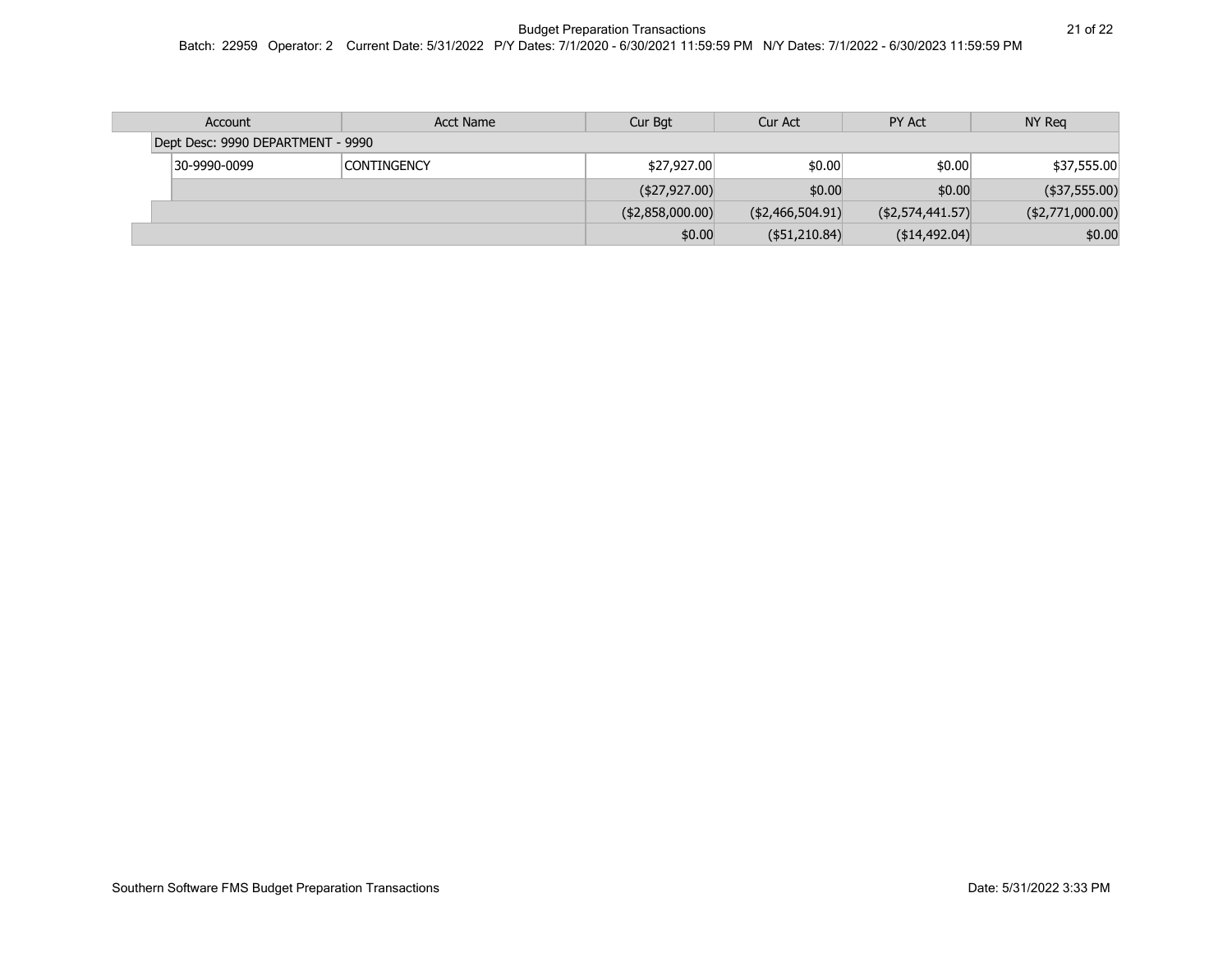| Account | Acct Name | Cur Bgt | Cur Act | PY Act | NY Req |
|---|---|---|---|---|---|
| Dept Desc: 9990 DEPARTMENT - 9990 | | | | | |
| 30-9990-0099 | CONTINGENCY | $27,927.00 | $0.00 | $0.00 | $37,555.00 |
| | | ($27,927.00) | $0.00 | $0.00 | ($37,555.00) |
| | | ($2,858,000.00) | ($2,466,504.91) | ($2,574,441.57) | ($2,771,000.00) |
| | | $0.00 | ($51,210.84) | ($14,492.04) | $0.00 |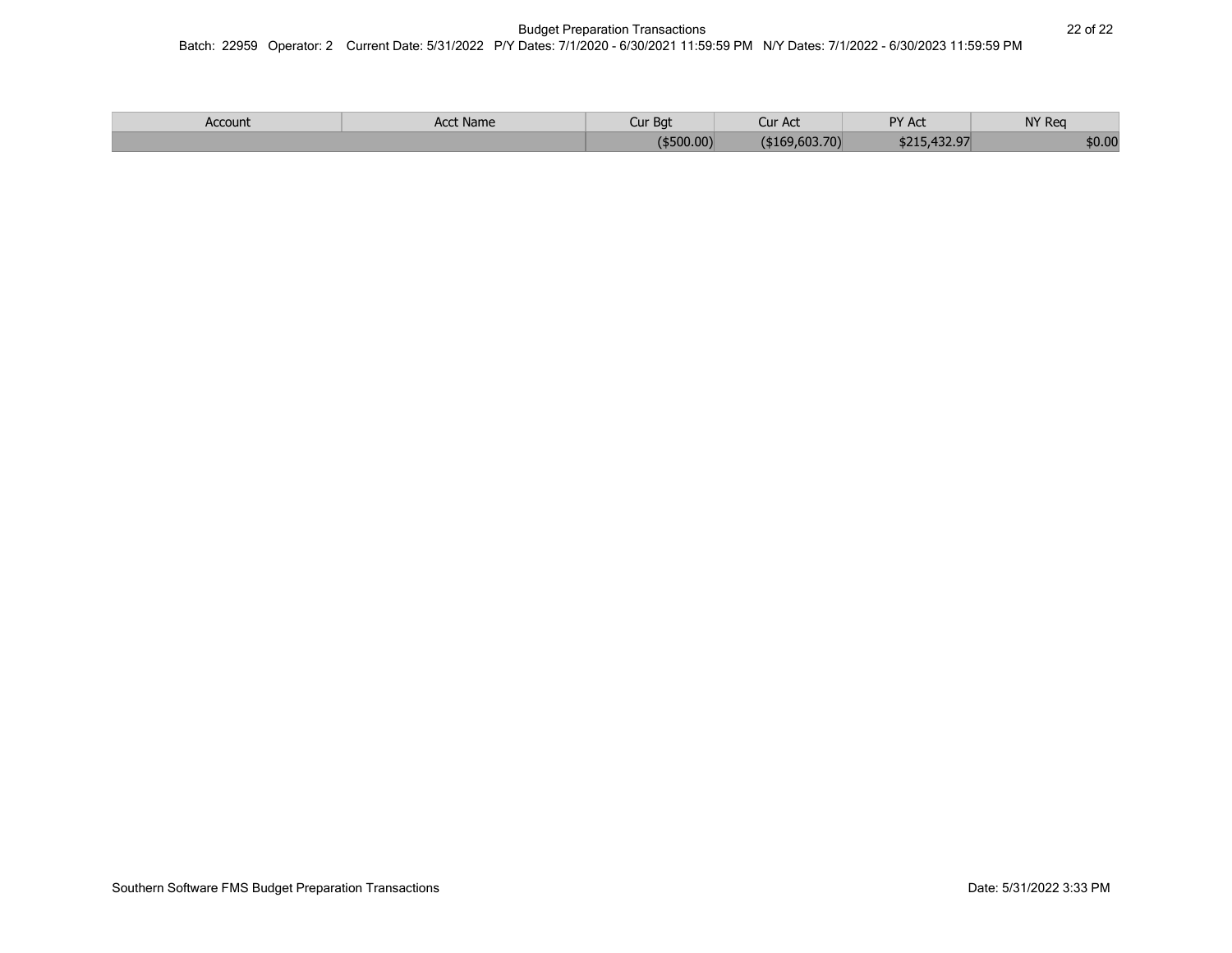| Account | Acct Name | Cur Bgt | Cur Act | PY Act | NY Req |
|---|---|---|---|---|---|
| | | ($500.00) | ($169,603.70) | $215,432.97 | $0.00 |